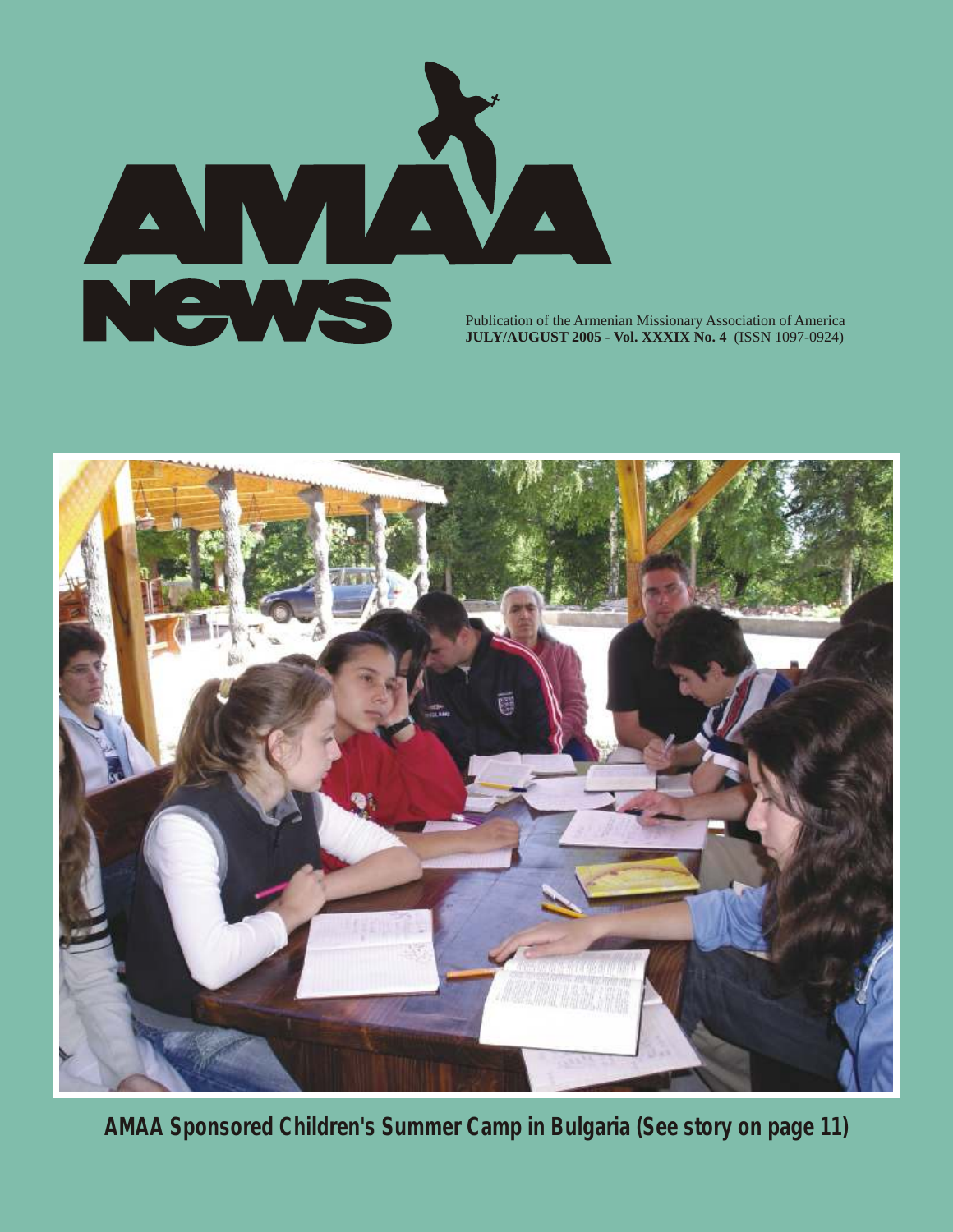# AMAA News

Publication of the Armenian Missionary Association of America
**JULY/AUGUST 2005 - Vol. XXXIX No. 4** (ISSN 1097-0924)

**AMAA Sponsored Children's Summer Camp in Bulgaria (See story on page 11)**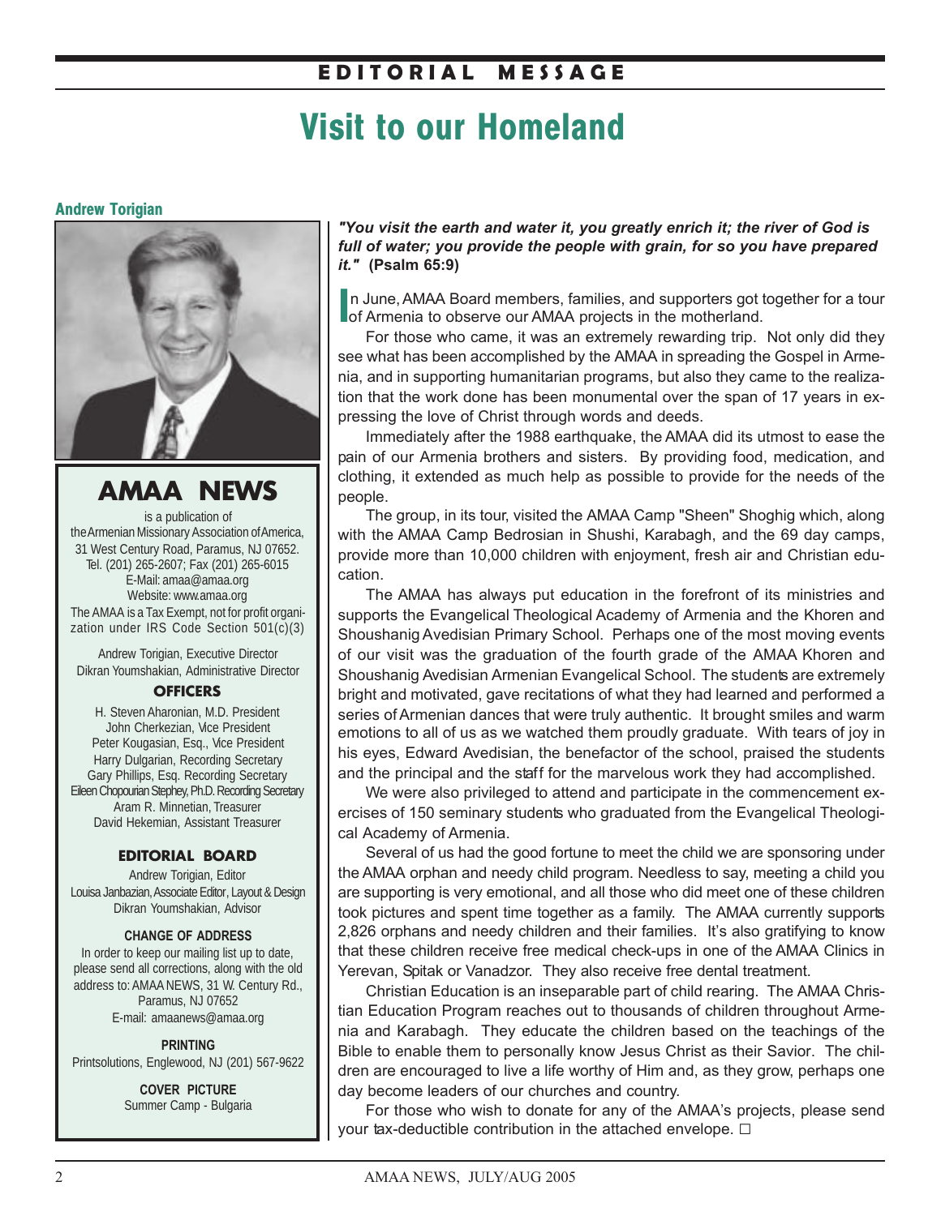# EDITORIAL MESSAGE

# Visit to our Homeland

**Andrew Torigian**

*"You visit the earth and water it, you greatly enrich it; the river of God is full of water; you provide the people with grain, for so you have prepared it."* **(Psalm 65:9)**

In June, AMAA Board members, families, and supporters got together for a tour of Armenia to observe our AMAA projects in the motherland.

For those who came, it was an extremely rewarding trip. Not only did they see what has been accomplished by the AMAA in spreading the Gospel in Armenia, and in supporting humanitarian programs, but also they came to the realization that the work done has been monumental over the span of 17 years in expressing the love of Christ through words and deeds.

Immediately after the 1988 earthquake, the AMAA did its utmost to ease the pain of our Armenia brothers and sisters. By providing food, medication, and clothing, it extended as much help as possible to provide for the needs of the people.

The group, in its tour, visited the AMAA Camp "Sheen" Shoghig which, along with the AMAA Camp Bedrosian in Shushi, Karabagh, and the 69 day camps, provide more than 10,000 children with enjoyment, fresh air and Christian education.

The AMAA has always put education in the forefront of its ministries and supports the Evangelical Theological Academy of Armenia and the Khoren and Shoushanig Avedisian Primary School. Perhaps one of the most moving events of our visit was the graduation of the fourth grade of the AMAA Khoren and Shoushanig Avedisian Armenian Evangelical School. The students are extremely bright and motivated, gave recitations of what they had learned and performed a series of Armenian dances that were truly authentic. It brought smiles and warm emotions to all of us as we watched them proudly graduate. With tears of joy in his eyes, Edward Avedisian, the benefactor of the school, praised the students and the principal and the staff for the marvelous work they had accomplished.

We were also privileged to attend and participate in the commencement exercises of 150 seminary students who graduated from the Evangelical Theological Academy of Armenia.

Several of us had the good fortune to meet the child we are sponsoring under the AMAA orphan and needy child program. Needless to say, meeting a child you are supporting is very emotional, and all those who did meet one of these children took pictures and spent time together as a family. The AMAA currently supports 2,826 orphans and needy children and their families. It's also gratifying to know that these children receive free medical check-ups in one of the AMAA Clinics in Yerevan, Spitak or Vanadzor. They also receive free dental treatment.

Christian Education is an inseparable part of child rearing. The AMAA Christian Education Program reaches out to thousands of children throughout Armenia and Karabagh. They educate the children based on the teachings of the Bible to enable them to personally know Jesus Christ as their Savior. The children are encouraged to live a life worthy of Him and, as they grow, perhaps one day become leaders of our churches and country.

For those who wish to donate for any of the AMAA's projects, please send your tax-deductible contribution in the attached envelope. □

---

## AMAA NEWS

is a publication of
the Armenian Missionary Association of America,
31 West Century Road, Paramus, NJ 07652.
Tel. (201) 265-2607; Fax (201) 265-6015
E-Mail: amaa@amaa.org
Website: www.amaa.org
The AMAA is a Tax Exempt, not for profit organization under IRS Code Section 501(c)(3)

Andrew Torigian, Executive Director
Dikran Youmshakian, Administrative Director

### OFFICERS

H. Steven Aharonian, M.D. President
John Cherkezian, Vice President
Peter Kougasian, Esq., Vice President
Harry Dulgarian, Recording Secretary
Gary Phillips, Esq. Recording Secretary
Eileen Chopourian Stephey, Ph.D. Recording Secretary
Aram R. Minnetian, Treasurer
David Hekemian, Assistant Treasurer

### EDITORIAL BOARD

Andrew Torigian, Editor
Louisa Janbazian, Associate Editor, Layout & Design
Dikran Youmshakian, Advisor

### CHANGE OF ADDRESS

In order to keep our mailing list up to date, please send all corrections, along with the old address to: AMAA NEWS, 31 W. Century Rd., Paramus, NJ 07652
E-mail: amaanews@amaa.org

### PRINTING

Printsolutions, Englewood, NJ (201) 567-9622

### COVER PICTURE

Summer Camp - Bulgaria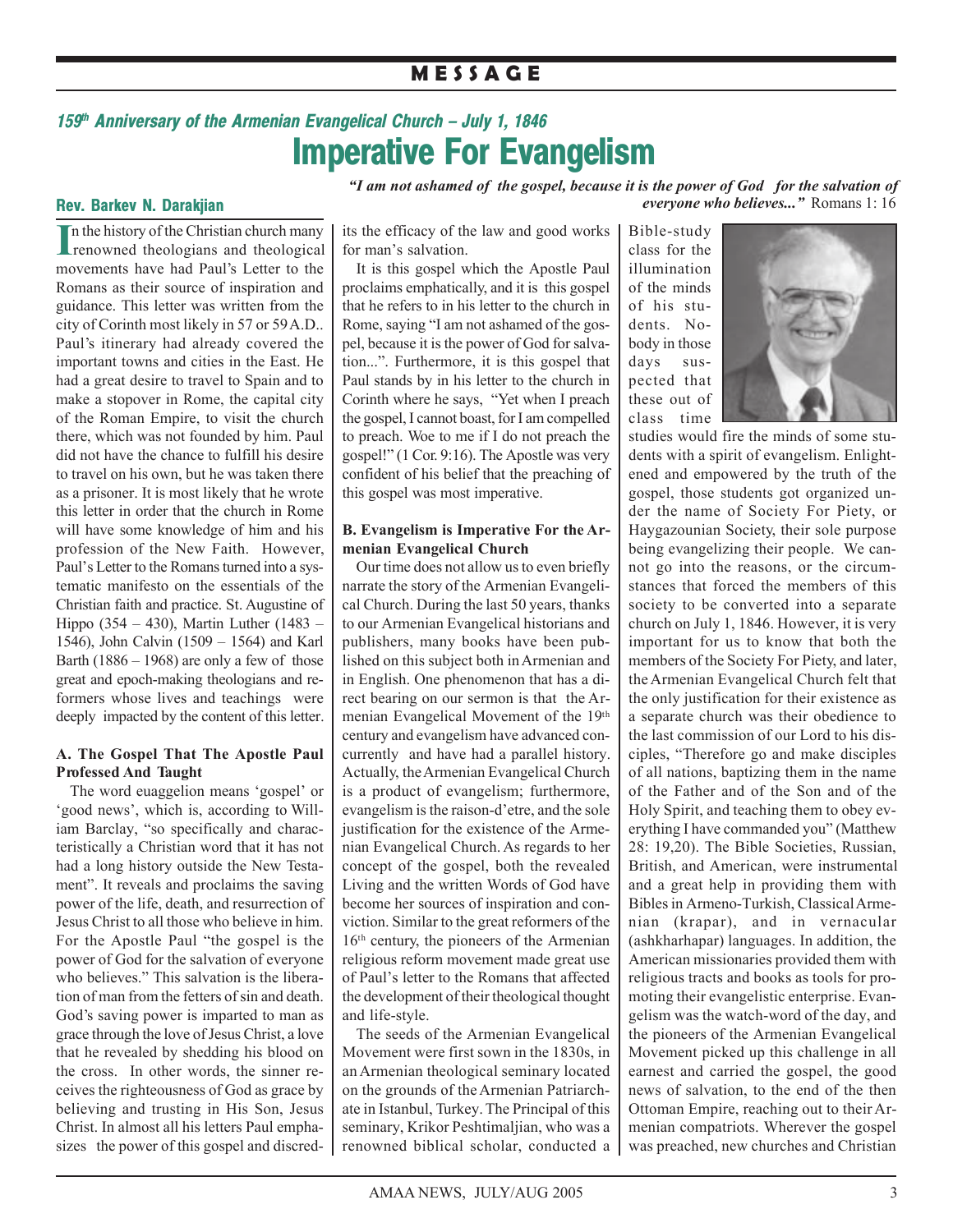# MESSAGE

### *159th Anniversary of the Armenian Evangelical Church – July 1, 1846*

# Imperative For Evangelism

***"I am not ashamed of the gospel, because it is the power of God for the salvation of everyone who believes..."*** Romans 1: 16

**Rev. Barkev N. Darakjian**

In the history of the Christian church many renowned theologians and theological movements have had Paul's Letter to the Romans as their source of inspiration and guidance. This letter was written from the city of Corinth most likely in 57 or 59 A.D.. Paul's itinerary had already covered the important towns and cities in the East. He had a great desire to travel to Spain and to make a stopover in Rome, the capital city of the Roman Empire, to visit the church there, which was not founded by him. Paul did not have the chance to fulfill his desire to travel on his own, but he was taken there as a prisoner. It is most likely that he wrote this letter in order that the church in Rome will have some knowledge of him and his profession of the New Faith. However, Paul's Letter to the Romans turned into a systematic manifesto on the essentials of the Christian faith and practice. St. Augustine of Hippo (354 – 430), Martin Luther (1483 – 1546), John Calvin (1509 – 1564) and Karl Barth (1886 – 1968) are only a few of those great and epoch-making theologians and reformers whose lives and teachings were deeply impacted by the content of this letter.

**A. The Gospel That The Apostle Paul Professed And Taught**

The word euaggelion means 'gospel' or 'good news', which is, according to William Barclay, "so specifically and characteristically a Christian word that it has not had a long history outside the New Testament". It reveals and proclaims the saving power of the life, death, and resurrection of Jesus Christ to all those who believe in him. For the Apostle Paul "the gospel is the power of God for the salvation of everyone who believes." This salvation is the liberation of man from the fetters of sin and death. God's saving power is imparted to man as grace through the love of Jesus Christ, a love that he revealed by shedding his blood on the cross. In other words, the sinner receives the righteousness of God as grace by believing and trusting in His Son, Jesus Christ. In almost all his letters Paul emphasizes the power of this gospel and discredits the efficacy of the law and good works for man's salvation.

It is this gospel which the Apostle Paul proclaims emphatically, and it is this gospel that he refers to in his letter to the church in Rome, saying "I am not ashamed of the gospel, because it is the power of God for salvation...". Furthermore, it is this gospel that Paul stands by in his letter to the church in Corinth where he says, "Yet when I preach the gospel, I cannot boast, for I am compelled to preach. Woe to me if I do not preach the gospel!" (1 Cor. 9:16). The Apostle was very confident of his belief that the preaching of this gospel was most imperative.

**B. Evangelism is Imperative For the Armenian Evangelical Church**

Our time does not allow us to even briefly narrate the story of the Armenian Evangelical Church. During the last 50 years, thanks to our Armenian Evangelical historians and publishers, many books have been published on this subject both in Armenian and in English. One phenomenon that has a direct bearing on our sermon is that the Armenian Evangelical Movement of the 19th century and evangelism have advanced concurrently and have had a parallel history. Actually, the Armenian Evangelical Church is a product of evangelism; furthermore, evangelism is the raison-d'etre, and the sole justification for the existence of the Armenian Evangelical Church. As regards to her concept of the gospel, both the revealed Living and the written Words of God have become her sources of inspiration and conviction. Similar to the great reformers of the 16th century, the pioneers of the Armenian religious reform movement made great use of Paul's letter to the Romans that affected the development of their theological thought and life-style.

The seeds of the Armenian Evangelical Movement were first sown in the 1830s, in an Armenian theological seminary located on the grounds of the Armenian Patriarchate in Istanbul, Turkey. The Principal of this seminary, Krikor Peshtimaljian, who was a renowned biblical scholar, conducted a Bible-study class for the illumination of the minds of his students. Nobody in those days suspected that these out of class time studies would fire the minds of some students with a spirit of evangelism. Enlightened and empowered by the truth of the gospel, those students got organized under the name of Society For Piety, or Haygazounian Society, their sole purpose being evangelizing their people. We cannot go into the reasons, or the circumstances that forced the members of this society to be converted into a separate church on July 1, 1846. However, it is very important for us to know that both the members of the Society For Piety, and later, the Armenian Evangelical Church felt that the only justification for their existence as a separate church was their obedience to the last commission of our Lord to his disciples, "Therefore go and make disciples of all nations, baptizing them in the name of the Father and of the Son and of the Holy Spirit, and teaching them to obey everything I have commanded you" (Matthew 28: 19,20). The Bible Societies, Russian, British, and American, were instrumental and a great help in providing them with Bibles in Armeno-Turkish, Classical Armenian (krapar), and in vernacular (ashkharhapar) languages. In addition, the American missionaries provided them with religious tracts and books as tools for promoting their evangelistic enterprise. Evangelism was the watch-word of the day, and the pioneers of the Armenian Evangelical Movement picked up this challenge in all earnest and carried the gospel, the good news of salvation, to the end of the then Ottoman Empire, reaching out to their Armenian compatriots. Wherever the gospel was preached, new churches and Christian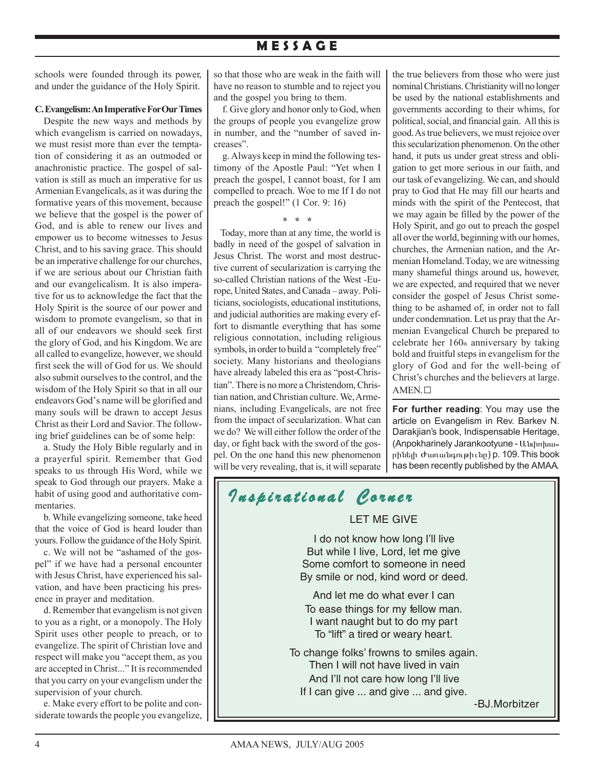schools were founded through its power, and under the guidance of the Holy Spirit.

**C. Evangelism: An Imperative For Our Times**

Despite the new ways and methods by which evangelism is carried on nowadays, we must resist more than ever the temptation of considering it as an outmoded or anachronistic practice. The gospel of salvation is still as much an imperative for us Armenian Evangelicals, as it was during the formative years of this movement, because we believe that the gospel is the power of God, and is able to renew our lives and empower us to become witnesses to Jesus Christ, and to his saving grace. This should be an imperative challenge for our churches, if we are serious about our Christian faith and our evangelicalism. It is also imperative for us to acknowledge the fact that the Holy Spirit is the source of our power and wisdom to promote evangelism, so that in all of our endeavors we should seek first the glory of God, and his Kingdom. We are all called to evangelize, however, we should first seek the will of God for us. We should also submit ourselves to the control, and the wisdom of the Holy Spirit so that in all our endeavors God's name will be glorified and many souls will be drawn to accept Jesus Christ as their Lord and Savior. The following brief guidelines can be of some help:

a. Study the Holy Bible regularly and in a prayerful spirit. Remember that God speaks to us through His Word, while we speak to God through our prayers. Make a habit of using good and authoritative commentaries.

b. While evangelizing someone, take heed that the voice of God is heard louder than yours. Follow the guidance of the Holy Spirit.

c. We will not be "ashamed of the gospel" if we have had a personal encounter with Jesus Christ, have experienced his salvation, and have been practicing his presence in prayer and meditation.

d. Remember that evangelism is not given to you as a right, or a monopoly. The Holy Spirit uses other people to preach, or to evangelize. The spirit of Christian love and respect will make you "accept them, as you are accepted in Christ..." It is recommended that you carry on your evangelism under the supervision of your church.

e. Make every effort to be polite and considerate towards the people you evangelize, so that those who are weak in the faith will have no reason to stumble and to reject you and the gospel you bring to them.

f. Give glory and honor only to God, when the groups of people you evangelize grow in number, and the "number of saved increases".

g. Always keep in mind the following testimony of the Apostle Paul: "Yet when I preach the gospel, I cannot boast, for I am compelled to preach. Woe to me If I do not preach the gospel!" (1 Cor. 9: 16)

\* \* \*

Today, more than at any time, the world is badly in need of the gospel of salvation in Jesus Christ. The worst and most destructive current of secularization is carrying the so-called Christian nations of the West -Europe, United States, and Canada – away. Politicians, sociologists, educational institutions, and judicial authorities are making every effort to dismantle everything that has some religious connotation, including religious symbols, in order to build a "completely free" society. Many historians and theologians have already labeled this era as "post-Christian". There is no more a Christendom, Christian nation, and Christian culture. We, Armenians, including Evangelicals, are not free from the impact of secularization. What can we do? We will either follow the order of the day, or fight back with the sword of the gospel. On the one hand this new phenomenon will be very revealing, that is, it will separate the true believers from those who were just nominal Christians. Christianity will no longer be used by the national establishments and governments according to their whims, for political, social, and financial gain. All this is good. As true believers, we must rejoice over this secularization phenomenon. On the other hand, it puts us under great stress and obligation to get more serious in our faith, and our task of evangelizing. We can, and should pray to God that He may fill our hearts and minds with the spirit of the Pentecost, that we may again be filled by the power of the Holy Spirit, and go out to preach the gospel all over the world, beginning with our homes, churches, the Armenian nation, and the Armenian Homeland. Today, we are witnessing many shameful things around us, however, we are expected, and required that we never consider the gospel of Jesus Christ something to be ashamed of, in order not to fall under condemnation. Let us pray that the Armenian Evangelical Church be prepared to celebrate her 160th anniversary by taking bold and fruitful steps in evangelism for the glory of God and for the well-being of Christ's churches and the believers at large. AMEN. □

**For further reading**: You may use the article on Evangelism in Rev. Barkev N. Darakjian's book, Indispensable Heritage, (Anpokharinely Jarankootyune - Անփոխարինելի Ժառանգութիւնը) p. 109. This book has been recently published by the AMAA.

## *Inspirational Corner*

LET ME GIVE

I do not know how long I'll live
But while I live, Lord, let me give
Some comfort to someone in need
By smile or nod, kind word or deed.

And let me do what ever I can
To ease things for my fellow man.
I want naught but to do my part
To "lift" a tired or weary heart.

To change folks' frowns to smiles again.
Then I will not have lived in vain
And I'll not care how long I'll live
If I can give ... and give ... and give.

-BJ.Morbitzer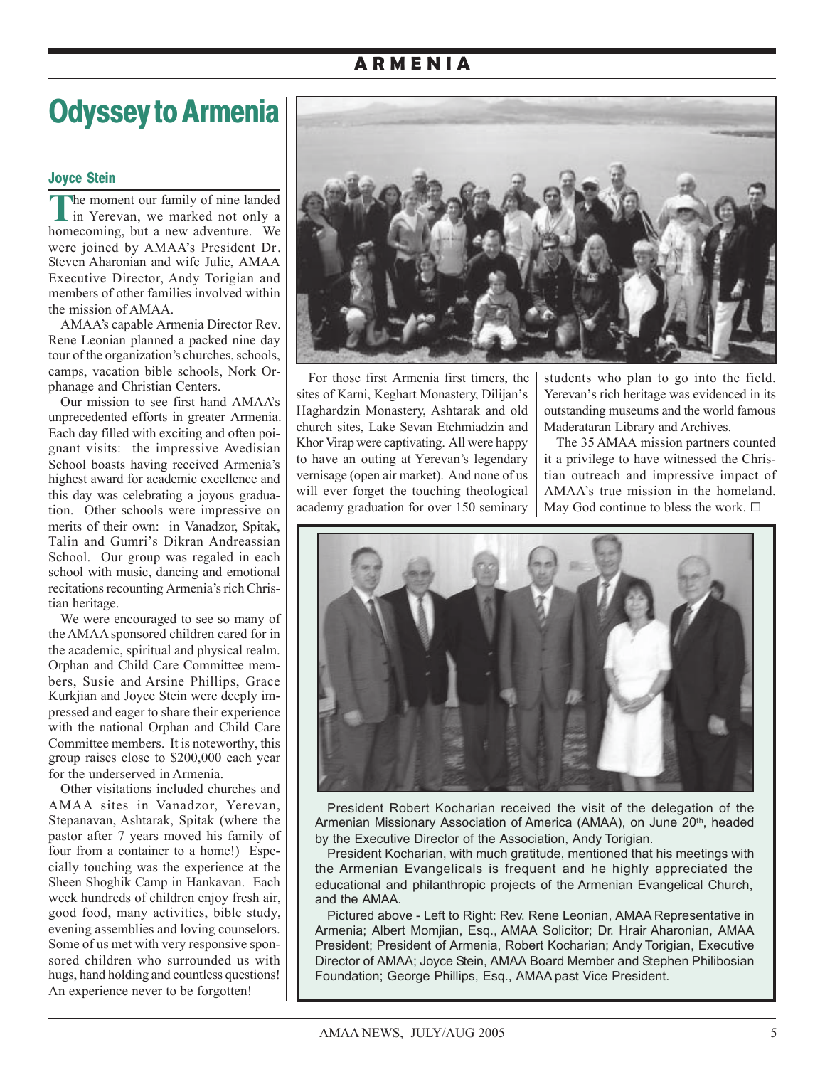# Odyssey to Armenia

**Joyce Stein**

The moment our family of nine landed in Yerevan, we marked not only a homecoming, but a new adventure. We were joined by AMAA's President Dr. Steven Aharonian and wife Julie, AMAA Executive Director, Andy Torigian and members of other families involved within the mission of AMAA.

AMAA's capable Armenia Director Rev. Rene Leonian planned a packed nine day tour of the organization's churches, schools, camps, vacation bible schools, Nork Orphanage and Christian Centers.

Our mission to see first hand AMAA's unprecedented efforts in greater Armenia. Each day filled with exciting and often poignant visits: the impressive Avedisian School boasts having received Armenia's highest award for academic excellence and this day was celebrating a joyous graduation. Other schools were impressive on merits of their own: in Vanadzor, Spitak, Talin and Gumri's Dikran Andreassian School. Our group was regaled in each school with music, dancing and emotional recitations recounting Armenia's rich Christian heritage.

We were encouraged to see so many of the AMAA sponsored children cared for in the academic, spiritual and physical realm. Orphan and Child Care Committee members, Susie and Arsine Phillips, Grace Kurkjian and Joyce Stein were deeply impressed and eager to share their experience with the national Orphan and Child Care Committee members. It is noteworthy, this group raises close to $200,000 each year for the underserved in Armenia.

Other visitations included churches and AMAA sites in Vanadzor, Yerevan, Stepanavan, Ashtarak, Spitak (where the pastor after 7 years moved his family of four from a container to a home!) Especially touching was the experience at the Sheen Shoghik Camp in Hankavan. Each week hundreds of children enjoy fresh air, good food, many activities, bible study, evening assemblies and loving counselors. Some of us met with very responsive sponsored children who surrounded us with hugs, hand holding and countless questions! An experience never to be forgotten!

For those first Armenia first timers, the sites of Karni, Keghart Monastery, Dilijan's Haghardzin Monastery, Ashtarak and old church sites, Lake Sevan Etchmiadzin and Khor Virap were captivating. All were happy to have an outing at Yerevan's legendary vernisage (open air market). And none of us will ever forget the touching theological academy graduation for over 150 seminary students who plan to go into the field. Yerevan's rich heritage was evidenced in its outstanding museums and the world famous Maderataran Library and Archives.

The 35 AMAA mission partners counted it a privilege to have witnessed the Christian outreach and impressive impact of AMAA's true mission in the homeland. May God continue to bless the work. □

President Robert Kocharian received the visit of the delegation of the Armenian Missionary Association of America (AMAA), on June 20th, headed by the Executive Director of the Association, Andy Torigian.

President Kocharian, with much gratitude, mentioned that his meetings with the Armenian Evangelicals is frequent and he highly appreciated the educational and philanthropic projects of the Armenian Evangelical Church, and the AMAA.

Pictured above - Left to Right: Rev. Rene Leonian, AMAA Representative in Armenia; Albert Momjian, Esq., AMAA Solicitor; Dr. Hrair Aharonian, AMAA President; President of Armenia, Robert Kocharian; Andy Torigian, Executive Director of AMAA; Joyce Stein, AMAA Board Member and Stephen Philibosian Foundation; George Phillips, Esq., AMAA past Vice President.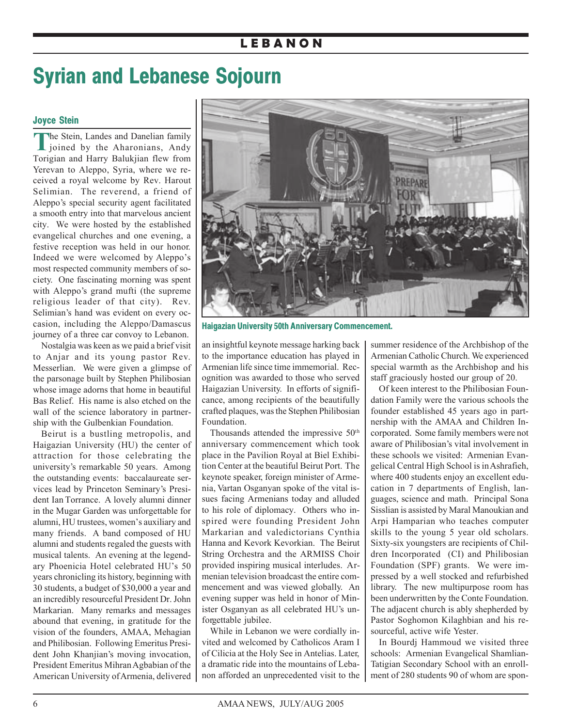# Syrian and Lebanese Sojourn

### Joyce Stein

The Stein, Landes and Danelian family joined by the Aharonians, Andy Torigian and Harry Balukjian flew from Yerevan to Aleppo, Syria, where we received a royal welcome by Rev. Harout Selimian. The reverend, a friend of Aleppo's special security agent facilitated a smooth entry into that marvelous ancient city. We were hosted by the established evangelical churches and one evening, a festive reception was held in our honor. Indeed we were welcomed by Aleppo's most respected community members of society. One fascinating morning was spent with Aleppo's grand mufti (the supreme religious leader of that city). Rev. Selimian's hand was evident on every occasion, including the Aleppo/Damascus journey of a three car convoy to Lebanon.

Nostalgia was keen as we paid a brief visit to Anjar and its young pastor Rev. Messerlian. We were given a glimpse of the parsonage built by Stephen Philibosian whose image adorns that home in beautiful Bas Relief. His name is also etched on the wall of the science laboratory in partnership with the Gulbenkian Foundation.

Beirut is a bustling metropolis, and Haigazian University (HU) the center of attraction for those celebrating the university's remarkable 50 years. Among the outstanding events: baccalaureate services lead by Princeton Seminary's President Ian Torrance. A lovely alumni dinner in the Mugar Garden was unforgettable for alumni, HU trustees, women's auxiliary and many friends. A band composed of HU alumni and students regaled the guests with musical talents. An evening at the legendary Phoenicia Hotel celebrated HU's 50 years chronicling its history, beginning with 30 students, a budget of $30,000 a year and an incredibly resourceful President Dr. John Markarian. Many remarks and messages abound that evening, in gratitude for the vision of the founders, AMAA, Mehagian and Philibosian. Following Emeritus President John Khanjian's moving invocation, President Emeritus Mihran Agbabian of the American University of Armenia, delivered an insightful keynote message harking back to the importance education has played in Armenian life since time immemorial. Recognition was awarded to those who served Haigazian University. In efforts of significance, among recipients of the beautifully crafted plaques, was the Stephen Philibosian Foundation.

**Haigazian University 50th Anniversary Commencement.**

Thousands attended the impressive 50th anniversary commencement which took place in the Pavilion Royal at Biel Exhibition Center at the beautiful Beirut Port. The keynote speaker, foreign minister of Armenia, Vartan Osganyan spoke of the vital issues facing Armenians today and alluded to his role of diplomacy. Others who inspired were founding President John Markarian and valedictorians Cynthia Hanna and Kevork Kevorkian. The Beirut String Orchestra and the ARMISS Choir provided inspiring musical interludes. Armenian television broadcast the entire commencement and was viewed globally. An evening supper was held in honor of Minister Osganyan as all celebrated HU's unforgettable jubilee.

While in Lebanon we were cordially invited and welcomed by Catholicos Aram I of Cilicia at the Holy See in Antelias. Later, a dramatic ride into the mountains of Lebanon afforded an unprecedented visit to the summer residence of the Archbishop of the Armenian Catholic Church. We experienced special warmth as the Archbishop and his staff graciously hosted our group of 20.

Of keen interest to the Philibosian Foundation Family were the various schools the founder established 45 years ago in partnership with the AMAA and Children Incorporated. Some family members were not aware of Philibosian's vital involvement in these schools we visited: Armenian Evangelical Central High School is in Ashrafieh, where 400 students enjoy an excellent education in 7 departments of English, languages, science and math. Principal Sona Sisslian is assisted by Maral Manoukian and Arpi Hamparian who teaches computer skills to the young 5 year old scholars. Sixty-six youngsters are recipients of Children Incorporated (CI) and Philibosian Foundation (SPF) grants. We were impressed by a well stocked and refurbished library. The new multipurpose room has been underwritten by the Conte Foundation. The adjacent church is ably shepherded by Pastor Soghomon Kilaghbian and his resourceful, active wife Yester.

In Bourdj Hammoud we visited three schools: Armenian Evangelical Shamlian-Tatigian Secondary School with an enrollment of 280 students 90 of whom are spon-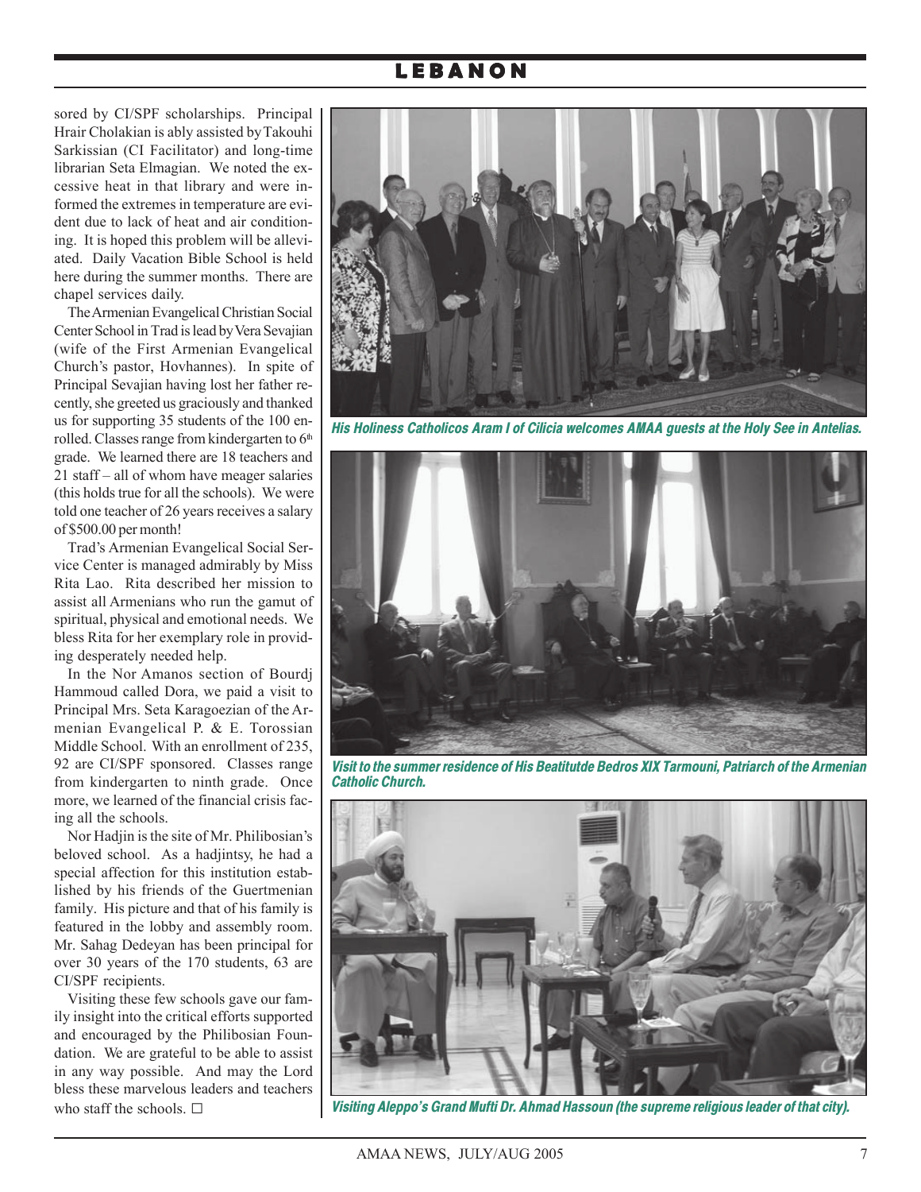# LEBANON

sored by CI/SPF scholarships. Principal Hrair Cholakian is ably assisted by Takouhi Sarkissian (CI Facilitator) and long-time librarian Seta Elmagian. We noted the excessive heat in that library and were informed the extremes in temperature are evident due to lack of heat and air conditioning. It is hoped this problem will be alleviated. Daily Vacation Bible School is held here during the summer months. There are chapel services daily.

The Armenian Evangelical Christian Social Center School in Trad is lead by Vera Sevajian (wife of the First Armenian Evangelical Church's pastor, Hovhannes). In spite of Principal Sevajian having lost her father recently, she greeted us graciously and thanked us for supporting 35 students of the 100 enrolled. Classes range from kindergarten to 6th grade. We learned there are 18 teachers and 21 staff – all of whom have meager salaries (this holds true for all the schools). We were told one teacher of 26 years receives a salary of $500.00 per month!

Trad's Armenian Evangelical Social Service Center is managed admirably by Miss Rita Lao. Rita described her mission to assist all Armenians who run the gamut of spiritual, physical and emotional needs. We bless Rita for her exemplary role in providing desperately needed help.

In the Nor Amanos section of Bourdj Hammoud called Dora, we paid a visit to Principal Mrs. Seta Karagoezian of the Armenian Evangelical P. & E. Torossian Middle School. With an enrollment of 235, 92 are CI/SPF sponsored. Classes range from kindergarten to ninth grade. Once more, we learned of the financial crisis facing all the schools.

Nor Hadjin is the site of Mr. Philibosian's beloved school. As a hadjintsy, he had a special affection for this institution established by his friends of the Guertmenian family. His picture and that of his family is featured in the lobby and assembly room. Mr. Sahag Dedeyan has been principal for over 30 years of the 170 students, 63 are CI/SPF recipients.

Visiting these few schools gave our family insight into the critical efforts supported and encouraged by the Philibosian Foundation. We are grateful to be able to assist in any way possible. And may the Lord bless these marvelous leaders and teachers who staff the schools. ☐

*His Holiness Catholicos Aram I of Cilicia welcomes AMAA guests at the Holy See in Antelias.*

*Visit to the summer residence of His Beatitutde Bedros XIX Tarmouni, Patriarch of the Armenian Catholic Church.*

*Visiting Aleppo's Grand Mufti Dr. Ahmad Hassoun (the supreme religious leader of that city).*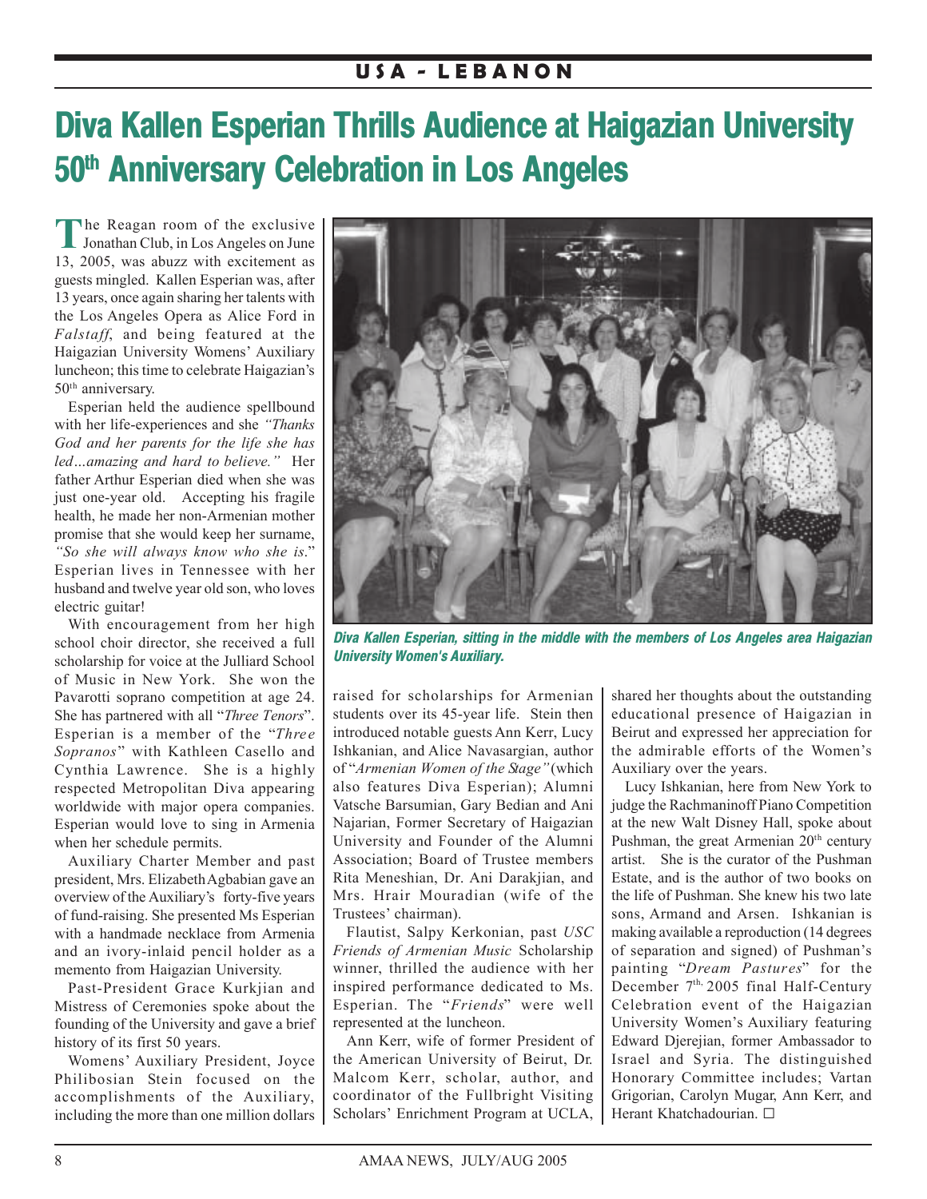USA - LEBANON

# Diva Kallen Esperian Thrills Audience at Haigazian University 50th Anniversary Celebration in Los Angeles

The Reagan room of the exclusive Jonathan Club, in Los Angeles on June 13, 2005, was abuzz with excitement as guests mingled. Kallen Esperian was, after 13 years, once again sharing her talents with the Los Angeles Opera as Alice Ford in *Falstaff*, and being featured at the Haigazian University Womens' Auxiliary luncheon; this time to celebrate Haigazian's 50th anniversary.

Esperian held the audience spellbound with her life-experiences and she *"Thanks God and her parents for the life she has led…amazing and hard to believe."* Her father Arthur Esperian died when she was just one-year old. Accepting his fragile health, he made her non-Armenian mother promise that she would keep her surname, *"So she will always know who she is*." Esperian lives in Tennessee with her husband and twelve year old son, who loves electric guitar!

With encouragement from her high school choir director, she received a full scholarship for voice at the Julliard School of Music in New York. She won the Pavarotti soprano competition at age 24. She has partnered with all "*Three Tenors*". Esperian is a member of the "*Three Sopranos*" with Kathleen Casello and Cynthia Lawrence. She is a highly respected Metropolitan Diva appearing worldwide with major opera companies. Esperian would love to sing in Armenia when her schedule permits.

Auxiliary Charter Member and past president, Mrs. Elizabeth Agbabian gave an overview of the Auxiliary's forty-five years of fund-raising. She presented Ms Esperian with a handmade necklace from Armenia and an ivory-inlaid pencil holder as a memento from Haigazian University.

Past-President Grace Kurkjian and Mistress of Ceremonies spoke about the founding of the University and gave a brief history of its first 50 years.

Womens' Auxiliary President, Joyce Philibosian Stein focused on the accomplishments of the Auxiliary, including the more than one million dollars raised for scholarships for Armenian students over its 45-year life. Stein then introduced notable guests Ann Kerr, Lucy Ishkanian, and Alice Navasargian, author of "*Armenian Women of the Stage"* (which also features Diva Esperian); Alumni Vatsche Barsumian, Gary Bedian and Ani Najarian, Former Secretary of Haigazian University and Founder of the Alumni Association; Board of Trustee members Rita Meneshian, Dr. Ani Darakjian, and Mrs. Hrair Mouradian (wife of the Trustees' chairman).

Flautist, Salpy Kerkonian, past *USC Friends of Armenian Music* Scholarship winner, thrilled the audience with her inspired performance dedicated to Ms. Esperian. The "*Friends*" were well represented at the luncheon.

Ann Kerr, wife of former President of the American University of Beirut, Dr. Malcom Kerr, scholar, author, and coordinator of the Fullbright Visiting Scholars' Enrichment Program at UCLA, shared her thoughts about the outstanding educational presence of Haigazian in Beirut and expressed her appreciation for the admirable efforts of the Women's Auxiliary over the years.

Lucy Ishkanian, here from New York to judge the Rachmaninoff Piano Competition at the new Walt Disney Hall, spoke about Pushman, the great Armenian 20th century artist. She is the curator of the Pushman Estate, and is the author of two books on the life of Pushman. She knew his two late sons, Armand and Arsen. Ishkanian is making available a reproduction (14 degrees of separation and signed) of Pushman's painting "*Dream Pastures*" for the December 7th, 2005 final Half-Century Celebration event of the Haigazian University Women's Auxiliary featuring Edward Djerejian, former Ambassador to Israel and Syria. The distinguished Honorary Committee includes; Vartan Grigorian, Carolyn Mugar, Ann Kerr, and Herant Khatchadourian. □

***Diva Kallen Esperian, sitting in the middle with the members of Los Angeles area Haigazian University Women's Auxiliary.***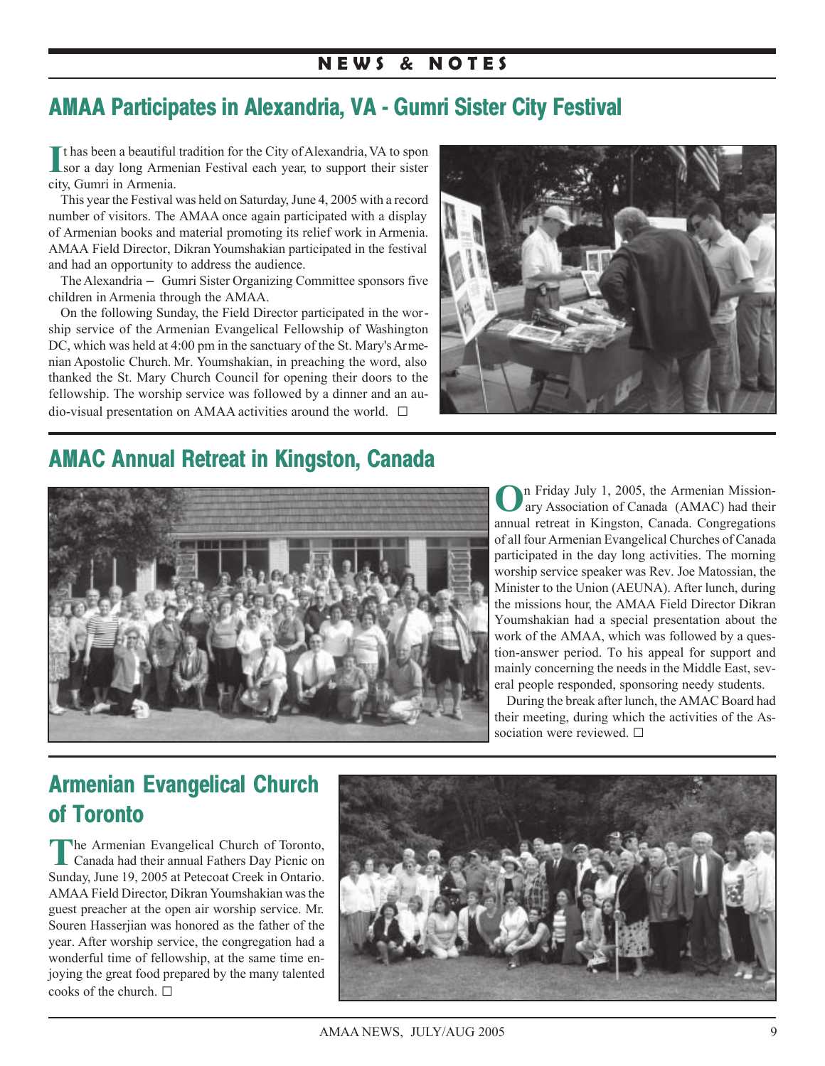## AMAA Participates in Alexandria, VA - Gumri Sister City Festival

It has been a beautiful tradition for the City of Alexandria, VA to sponsor a day long Armenian Festival each year, to support their sister city, Gumri in Armenia.

This year the Festival was held on Saturday, June 4, 2005 with a record number of visitors. The AMAA once again participated with a display of Armenian books and material promoting its relief work in Armenia. AMAA Field Director, Dikran Youmshakian participated in the festival and had an opportunity to address the audience.

The Alexandria – Gumri Sister Organizing Committee sponsors five children in Armenia through the AMAA.

On the following Sunday, the Field Director participated in the worship service of the Armenian Evangelical Fellowship of Washington DC, which was held at 4:00 pm in the sanctuary of the St. Mary's Armenian Apostolic Church. Mr. Youmshakian, in preaching the word, also thanked the St. Mary Church Council for opening their doors to the fellowship. The worship service was followed by a dinner and an audio-visual presentation on AMAA activities around the world. ☐

## AMAC Annual Retreat in Kingston, Canada

On Friday July 1, 2005, the Armenian Missionary Association of Canada (AMAC) had their annual retreat in Kingston, Canada. Congregations of all four Armenian Evangelical Churches of Canada participated in the day long activities. The morning worship service speaker was Rev. Joe Matossian, the Minister to the Union (AEUNA). After lunch, during the missions hour, the AMAA Field Director Dikran Youmshakian had a special presentation about the work of the AMAA, which was followed by a question-answer period. To his appeal for support and mainly concerning the needs in the Middle East, several people responded, sponsoring needy students.

During the break after lunch, the AMAC Board had their meeting, during which the activities of the Association were reviewed. ☐

## Armenian Evangelical Church of Toronto

The Armenian Evangelical Church of Toronto, Canada had their annual Fathers Day Picnic on Sunday, June 19, 2005 at Petecoat Creek in Ontario. AMAA Field Director, Dikran Youmshakian was the guest preacher at the open air worship service. Mr. Souren Hasserjian was honored as the father of the year. After worship service, the congregation had a wonderful time of fellowship, at the same time enjoying the great food prepared by the many talented cooks of the church. ☐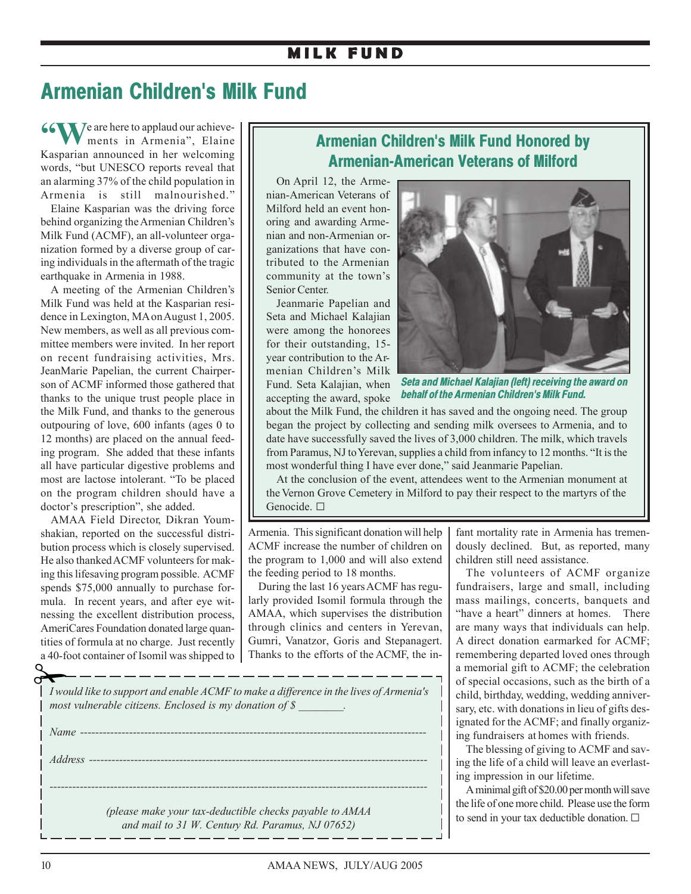# Armenian Children's Milk Fund

"We are here to applaud our achievements in Armenia", Elaine Kasparian announced in her welcoming words, "but UNESCO reports reveal that an alarming 37% of the child population in Armenia is still malnourished."

Elaine Kasparian was the driving force behind organizing the Armenian Children's Milk Fund (ACMF), an all-volunteer organization formed by a diverse group of caring individuals in the aftermath of the tragic earthquake in Armenia in 1988.

A meeting of the Armenian Children's Milk Fund was held at the Kasparian residence in Lexington, MA on August 1, 2005. New members, as well as all previous committee members were invited. In her report on recent fundraising activities, Mrs. JeanMarie Papelian, the current Chairperson of ACMF informed those gathered that thanks to the unique trust people place in the Milk Fund, and thanks to the generous outpouring of love, 600 infants (ages 0 to 12 months) are placed on the annual feeding program. She added that these infants all have particular digestive problems and most are lactose intolerant. "To be placed on the program children should have a doctor's prescription", she added.

AMAA Field Director, Dikran Youmshakian, reported on the successful distribution process which is closely supervised. He also thanked ACMF volunteers for making this lifesaving program possible. ACMF spends $75,000 annually to purchase formula. In recent years, and after eye witnessing the excellent distribution process, AmeriCares Foundation donated large quantities of formula at no charge. Just recently a 40-foot container of Isomil was shipped to Armenia. This significant donation will help ACMF increase the number of children on the program to 1,000 and will also extend the feeding period to 18 months.

During the last 16 years ACMF has regularly provided Isomil formula through the AMAA, which supervises the distribution through clinics and centers in Yerevan, Gumri, Vanatzor, Goris and Stepanagert. Thanks to the efforts of the ACMF, the infant mortality rate in Armenia has tremendously declined. But, as reported, many children still need assistance.

The volunteers of ACMF organize fundraisers, large and small, including mass mailings, concerts, banquets and "have a heart" dinners at homes. There are many ways that individuals can help. A direct donation earmarked for ACMF; remembering departed loved ones through a memorial gift to ACMF; the celebration of special occasions, such as the birth of a child, birthday, wedding, wedding anniversary, etc. with donations in lieu of gifts designated for the ACMF; and finally organizing fundraisers at homes with friends.

The blessing of giving to ACMF and saving the life of a child will leave an everlasting impression in our lifetime.

A minimal gift of $20.00 per month will save the life of one more child. Please use the form to send in your tax deductible donation. ☐

## Armenian Children's Milk Fund Honored by Armenian-American Veterans of Milford

On April 12, the Armenian-American Veterans of Milford held an event honoring and awarding Armenian and non-Armenian organizations that have contributed to the Armenian community at the town's Senior Center.

Jeanmarie Papelian and Seta and Michael Kalajian were among the honorees for their outstanding, 15-year contribution to the Armenian Children's Milk Fund. Seta Kalajian, when accepting the award, spoke about the Milk Fund, the children it has saved and the ongoing need. The group began the project by collecting and sending milk oversees to Armenia, and to date have successfully saved the lives of 3,000 children. The milk, which travels from Paramus, NJ to Yerevan, supplies a child from infancy to 12 months. "It is the most wonderful thing I have ever done," said Jeanmarie Papelian.

*Seta and Michael Kalajian (left) receiving the award on behalf of the Armenian Children's Milk Fund.*

At the conclusion of the event, attendees went to the Armenian monument at the Vernon Grove Cemetery in Milford to pay their respect to the martyrs of the Genocide. ☐

---

*I would like to support and enable ACMF to make a difference in the lives of Armenia's most vulnerable citizens. Enclosed is my donation of $ ________.*

*Name* ----------------------------------------

*Address* ----------------------------------------

----------------------------------------

*(please make your tax-deductible checks payable to AMAA and mail to 31 W. Century Rd. Paramus, NJ 07652)*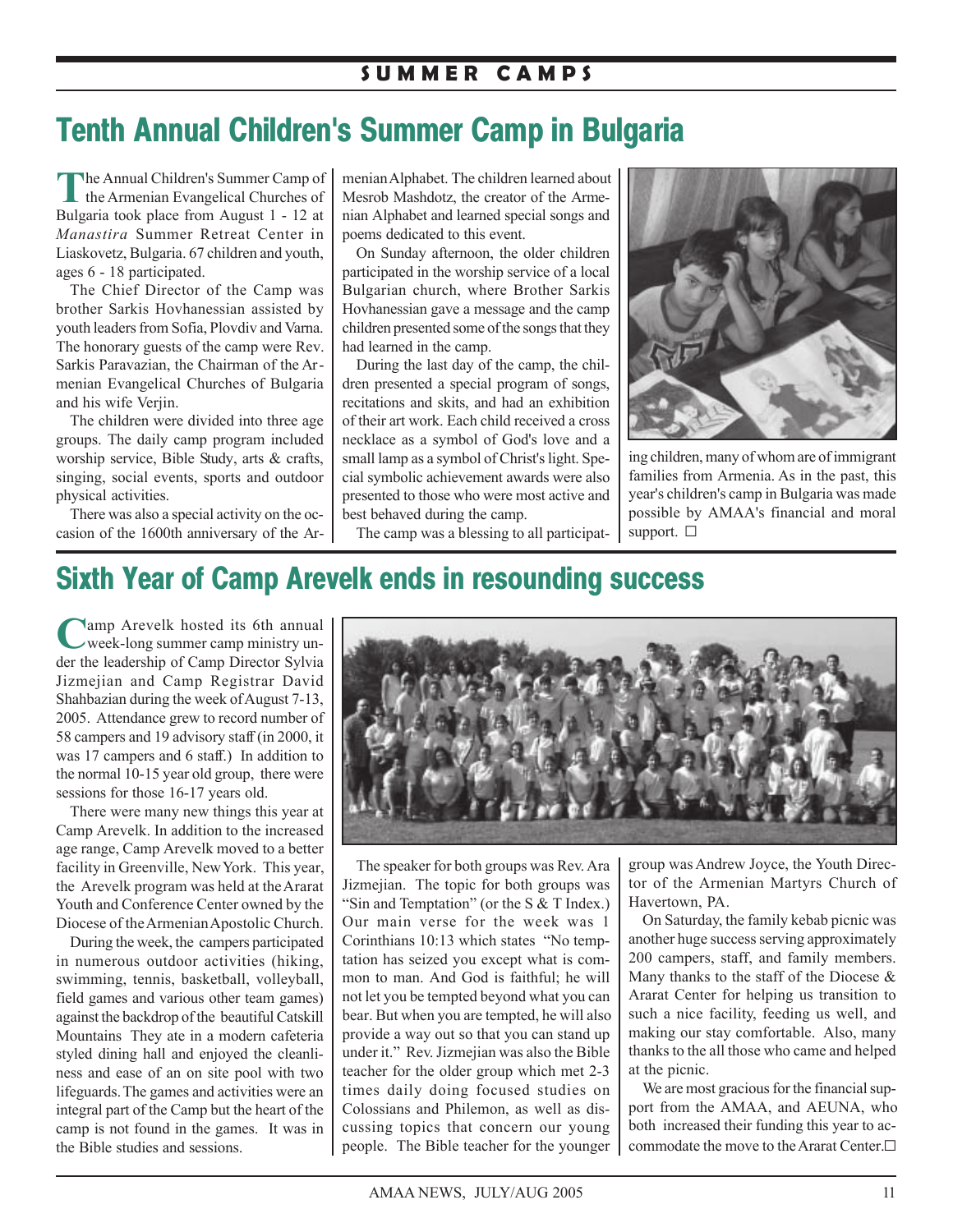# Tenth Annual Children's Summer Camp in Bulgaria

The Annual Children's Summer Camp of the Armenian Evangelical Churches of Bulgaria took place from August 1 - 12 at *Manastira* Summer Retreat Center in Liaskovetz, Bulgaria. 67 children and youth, ages 6 - 18 participated.

The Chief Director of the Camp was brother Sarkis Hovhanessian assisted by youth leaders from Sofia, Plovdiv and Varna. The honorary guests of the camp were Rev. Sarkis Paravazian, the Chairman of the Armenian Evangelical Churches of Bulgaria and his wife Verjin.

The children were divided into three age groups. The daily camp program included worship service, Bible Study, arts & crafts, singing, social events, sports and outdoor physical activities.

There was also a special activity on the occasion of the 1600th anniversary of the Armenian Alphabet. The children learned about Mesrob Mashdotz, the creator of the Armenian Alphabet and learned special songs and poems dedicated to this event.

On Sunday afternoon, the older children participated in the worship service of a local Bulgarian church, where Brother Sarkis Hovhanessian gave a message and the camp children presented some of the songs that they had learned in the camp.

During the last day of the camp, the children presented a special program of songs, recitations and skits, and had an exhibition of their art work. Each child received a cross necklace as a symbol of God's love and a small lamp as a symbol of Christ's light. Special symbolic achievement awards were also presented to those who were most active and best behaved during the camp.

The camp was a blessing to all participating children, many of whom are of immigrant families from Armenia. As in the past, this year's children's camp in Bulgaria was made possible by AMAA's financial and moral support. □

# Sixth Year of Camp Arevelk ends in resounding success

Camp Arevelk hosted its 6th annual week-long summer camp ministry under the leadership of Camp Director Sylvia Jizmejian and Camp Registrar David Shahbazian during the week of August 7-13, 2005. Attendance grew to record number of 58 campers and 19 advisory staff (in 2000, it was 17 campers and 6 staff.) In addition to the normal 10-15 year old group, there were sessions for those 16-17 years old.

There were many new things this year at Camp Arevelk. In addition to the increased age range, Camp Arevelk moved to a better facility in Greenville, New York. This year, the Arevelk program was held at the Ararat Youth and Conference Center owned by the Diocese of the Armenian Apostolic Church.

During the week, the campers participated in numerous outdoor activities (hiking, swimming, tennis, basketball, volleyball, field games and various other team games) against the backdrop of the beautiful Catskill Mountains They ate in a modern cafeteria styled dining hall and enjoyed the cleanliness and ease of an on site pool with two lifeguards. The games and activities were an integral part of the Camp but the heart of the camp is not found in the games. It was in the Bible studies and sessions.

The speaker for both groups was Rev. Ara Jizmejian. The topic for both groups was "Sin and Temptation" (or the S & T Index.) Our main verse for the week was 1 Corinthians 10:13 which states "No temptation has seized you except what is common to man. And God is faithful; he will not let you be tempted beyond what you can bear. But when you are tempted, he will also provide a way out so that you can stand up under it." Rev. Jizmejian was also the Bible teacher for the older group which met 2-3 times daily doing focused studies on Colossians and Philemon, as well as discussing topics that concern our young people. The Bible teacher for the younger group was Andrew Joyce, the Youth Director of the Armenian Martyrs Church of Havertown, PA.

On Saturday, the family kebab picnic was another huge success serving approximately 200 campers, staff, and family members. Many thanks to the staff of the Diocese & Ararat Center for helping us transition to such a nice facility, feeding us well, and making our stay comfortable. Also, many thanks to the all those who came and helped at the picnic.

We are most gracious for the financial support from the AMAA, and AEUNA, who both increased their funding this year to accommodate the move to the Ararat Center.□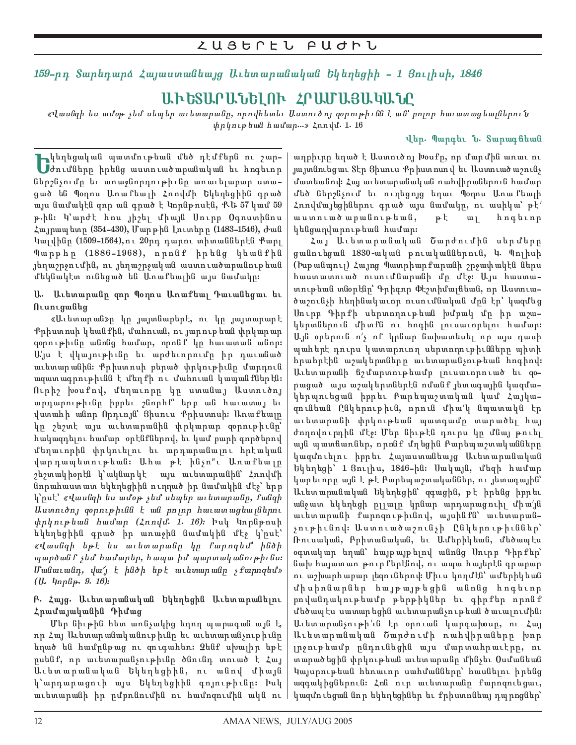## ՀԱՅԵՐԷՆ ԲԱԺԻՆ

### *159-րդ Տարեդարձ Հայաստանեայց Աւետարանական Եկեղեցիի - 1 Յուլիսի, 1846*

# ԱՒԵՏԱՐԱՆԵԼՈՒ ՀՐԱՄԱՅԱԿԱՆԸ

*«Վասնզի ես ամօթ չեմ սեպեր աւետարանը, որովհետեւ Աստուծոյ զօրութիւնն է ան՝ բոլոր հաւատացեալներուն փրկութեան համար...»* Հռովմ. 1. 16

**Վեր. Պարգեւ Ն. Տարագճեան**

Եկեղեցական պատմութեան մեծ դէմքերն ու շարժումները իրենց աստուածաբանական եւ հոգեւոր ներշնչումը եւ առաջնորդութիւնը առաւելաբար ստացած են Պօղոս Առաքեալի Հռովմի Եկեղեցիին գրած այս նամակէն զոր ան գրած է Կորնթոսէն, Ք.Ե. 57 կամ 59 թ.-ին: Կ՝արժէ հոս յիշել միայն Սուրբ Օգոստինոս Հայրապետը (354-430), Մարթին Լութերը (1483-1546), Ժան Կալվինը (1509-1564), ու 20րդ դարու տիտաններէն Քարլ Պարթը (1886-1968), որոնք իրենց կեանքին յեղաշրջումին, ու յեղաշրջական աստուածաբանութեան մեկնակէտ ունեցած են Առաքեալին այս նամակը:

#### Ա. Աւետարանը զոր Պօղոս Առաքեալ Դաւանեցաւ եւ Ուսուցանեց

«Աւետարան»ը կը յայտնաբերէ, ու կը յայտարարէ Քրիստոսի կեանքին, մահուան, ու յարութեան փրկարար զօրութիւնը անոնց համար, որոնք կը հաւատան անոր: Ա՛յս է վկայութիւնը եւ արժեւորումը իր դաւանած աւետարանին: Քրիստոսի բերած փրկութիւնը մարդուն ազատագրութիւնն է մեղքի ու մահուան կապանքներէն: Ուրիշ խօսքով, մեղաւորը կը ստանայ Աստուծոյ արդարութիւնը իբրեւ շնորհք՝ երբ ան հաւատայ եւ վստահի անոր Որդւոյն՝ Յիսուս Քրիստոսի: Առաքեալը կը շեշտէ այս աւետարանին փրկարար զօրութիւնը՝ հակազդելու համար օրէնքներով, եւ կամ բարի գործերով մեղաւորին փրկուելու եւ արդարանալու իրէական վարդապետութեան: Ահա թէ ինչո՞ւ Առաքեալը շեշտակիօրէն կ՝ակնարկէ այս աւետարանին՝ Հռովմի նորահաստատ եկեղեցիին ուղղած իր նամակին մէջ՝ երբ կ'ըսէ՝ *«Վասնզի ես ամօթ չեմ սեպեր աւետարանը, քանզի Աստուծոյ զօրութիւնն է ան բոլոր հաւատացեալներու փրկութեան համար (Հռովմ. 1. 16):* Իսկ Կորնթոսի եկեղեցիին գրած իր առաջին նամակին մէջ կ'ըսէ՝ *«Վասնզի եթէ ես աւետարանը կը քարոզեմ՝ ինծի պարծանք չեմ համարեր, հապա իմ պարտականութիւնս: Մանաւանդ, վա՜յ է ինծի եթէ աւետարանը չքարոզեմ» (Ա. Կորնթ. 9. 16):*

#### Բ. Հայց. Աւետարանական Եկեղեցին Աւետարանելու Հրամայականին Դիմաց

Մեր նիւթին հետ առնչակից եղող պարագան այն է, որ Հայ Աւետարանականութիւնը եւ աւետարանչութիւնը եղած են համընթաց ու զուգահեռ: Չենք սխալիր եթէ ըսենք, որ աւետարանչութիւնը ծնունդ տուած է Հայ Աւետարանական Եկեղեցիին, ու անով միայն կ՝արդարացուի այս Եկեղեցիին գոյութիւնը: Իսկ աւետարանի իր ըմբռնումին ու համոզումին ակն ու աղբիւրը եղած է Աստուծոյ Խօսքը, որ մարմին առաւ ու յայտնուեցաւ Տէր Յիսուս Քրիստոսով եւ Աստուածաշունչ մատեանով: Հայ աւետարանական ռահվիրաներուն համար մեծ ներշնչում եւ ուղեցոյց եղաւ Պօղոս Առաքեալի Հռովմայեցիներու գրած այս նամակը, ու ասիկա՝ թէ՛ աստուածաբանութեան, թէ ալ հոգեւոր կենցաղվարութեան համար:

Հայ Աւետարանական Շարժումին սերմերը ցանուեցան 1830-ական թուականներուն, Կ. Պոլսոյ (Իսթանպուլ) Հայոց Պատրիարքարանի շրջափակէն ներս հաստատուած ուսումնարանի մը մէջ: Այս հաստատութեան տնօրէնը՝ Գրիգոր Փէշտիմալճեան, որ Աստուածաշունչի հեղինակաւոր ուսումնական մըն էր՝ կազմեց Սուրբ Գիրքի սերտողութեան խմբակ մը իր աշակերտներուն միտքն ու հոգին լուսաւորելու համար: Այն օրերուն ո՛չ ոք կրնար նախատեսել որ այս դասի պահէն դուրս կատարուող սերտողութիւնները պիտի հրահրէին աշակերտները աւետարանչութեան հոգիով: Աւետարանի ճշմարտութեամբ լուսաւորուած եւ զօրացած այս աշակերտներէն ոմանք յետագային կազմակերպուեցան իբրեւ Բարեպաշտական կամ Հայկազնեան Ընկերութիւն, որուն միա՛կ նպատակն էր աւետարանի փրկութեան պատգամը տարածել հայ ժողովուրդին մէջ: Մեր նիւթէն դուրս կը մնայ թուել այն պատճառներ, որոնք մղեցին Բարեպաշտականները կազմուելու իբրեւ Հայաստանեայց Աւետարանական Եկեղեցի՝ 1 Յուլիս, 1846-ին: Սակայն, մեզի համար կարեւորը այն է թէ Բարեպաշտականներ, ու յետագային՝ Աւետարանական Եկեղեցին՝ զգացին, թէ իրենց իբրեւ անջատ եկեղեցի ըլլալը կրնար արդարացուիլ միա՛յն աւետարանի քարոզութիւնով, այսինքն՝ աւետարանչութիւնով: Աստուածաշունչի Ընկերութիւններ՝ Ռուսական, Բրիտանական, եւ Ամերիկեան, մեծապէս օգտակար եղան՝ հայթայթելով անոնց Սուրբ Գիրքեր՝ նախ հայատառ թուրքերէնով, ու ապա հայերէն գրաբար ու աշխարհաբար լեզուներով: Միւս կողմէն՝ ամերիկեան միսիոնարներ հայթայթեցին անոնց հոգեւոր բովանդակութեամբ թերթիկներ եւ գիրքեր որոնք մեծապէս սատարեցին աւետարանչութեան ծաւալումին: Աւետարանչութի՛ւն էր օրուան կարգախօսը, ու Հայ Աւետարանական Շարժումի ռահվիրաները խոր լրջութեամբ ընդունեցին այս մարտահրաւէրը, ու տարածեցին փրկութեան աւետարանը մինչեւ Օսմանեան Կայսրութեան հեռաւոր սահմանները՝ հասնելու իրենց ազգակիցներուն: Հոն ուր աւետարանը քարոզուեցաւ, կազմուեցան նոր եկեղեցիներ եւ քրիստոնեայ դպրոցներ՝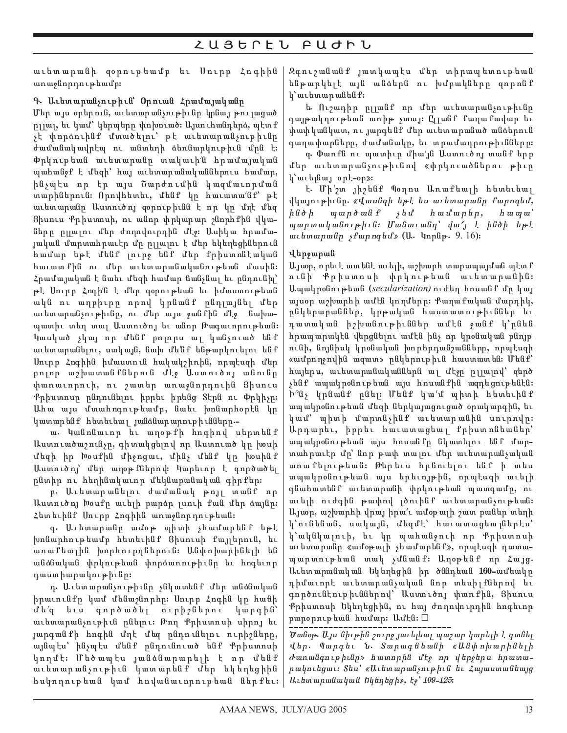աւետարանի զօրութեամբ եւ Սուրբ Հոգիին առաջնորդութեամբ:

### Գ. Աւետարանչութիւն՝ Օրուան Հրամայականը

Մեր այս օրերուն, աւետարանչութիւնը կրնայ թուլցած ըլլալ, եւ կամ՝ կերպերը փոխուած: Այնուհանդերձ, պէտք չէ փորձուինք մտածելու՝ թէ աւետարանչութիւնը ժամանակավրէպ ու անտեղի ձեռնարկութիւն մըն է: Փրկութեան աւետարանը տակաւին հրամայական պահանջք է մեզի՝ հայ աւետարանականներուս համար, ինչպէս որ էր այս Շարժումին կազմաւորման տարիներուն: Որովհետեւ, մենք կը հաւատանք՝ թէ աւետարանը Աստուծոյ զօրութիւնն է որ կը մղէ մեզ Յիսուս Քրիստոսի, ու անոր փրկարար շնորհքին վկաները ըլլալու մեր ժողովուրդին մէջ: Ասիկա հրամայական մարտահրաւէր մը ըլլալու է մեր եկեղեցիներուն համար եթէ մենք լուրջ ենք մեր քրիստոնէական հաւատքին ու մեր աւետարանականութեան մասին: Հրամայական է նաեւ մեզի համար ճանչնալ եւ ընդունիլ՝ թէ Սուրբ Հոգի՛ն է մեր զօրութեան եւ իմաստութեան ակն ու աղբիւրը որով կրնանք ընդլայնել մեր աւետարանչութիւնը, ու մեր այս ջանքին մէջ նախապատիւ տեղ տալ Աստուծոյ եւ անոր Թագաւորութեան: Կասկած չկայ որ մենք բոլորս ալ կանչուած ենք աւետարանելու, սակայն, նախ մե՛նք ենթարկուելու ենք Սուրբ Հոգիին իմաստուն հակակշիռին, որպէսզի մեր բոլոր աշխատանքներուն մէջ Աստուծոյ անունը փառաւորուի, ու շատեր առաջնորդուին Յիսուս Քրիստոսը ընդունելու իբրեւ իրենց Տէրն ու Փրկիչը: Ահա այս մտահոգութեամբ, նաեւ խոնարհօրէն կը կատարենք հետեւեալ յանձնարարութիւնները.-

ա. Կանոնաւոր եւ աղօթքի հոգիով սերտենք Աստուածաշունչը, գիտակցելով որ Աստուած կը խօսի մեզի իր Խօսքին միջոցաւ, մինչ մենք կը խօսինք Աստուծոյ՝ մեր աղօթքներով: Կարեւոր է գործածել ընտիր ու հեղինակաւոր մեկնաբանական գիրքեր:

բ. Աւետարանելու ժամանակ թոյլ տանք որ Աստուծոյ Խօսքը աւելի բարձր լսուի քան մեր ձայնը: Հետեւինք Սուրբ Հոգիին առաջնորդութեան:

գ. Աւետարանը ամօթ պիտի չհամարենք եթէ խոնարհութեամբ հետեւինք Յիսուսի քայլերուն, եւ առաքեալին խորհուրդներուն: Անփոխարինելի են անձնական փրկութեան փորձառութիւնը եւ հոգեւոր դաստիարակութիւնը:

դ. Աւետարանչութիւնը չկապենք մեր անձնական իրաւունքին կամ մենաշնորհին: Սուրբ Հոգին կը հաճի մե՛զ եւս գործածել ուրիշներու կարգին՝ աւետարանչութիւն ընելու: Թող Քրիստոսի սիրոյ եւ յարգանքի հոգին մղէ մեզ ընդունելու ուրիշները, այնպէս՝ ինչպէս մենք ընդունուած ենք Քրիստոսի կողմէ: Մեծապէս յանձնարարելի է որ մենք աւետարանչութիւն կատարենք մեր եկեղեցին հսկողութեան կամ հովանաւորութեան ներքեւ: Զգուշանանք յատկապէս մեր տիրապետութեան ենթարկելէ այն անձերն ու խմբակները զորոնք կ՚աւետարանենք:

ե. Ուշադիր ըլլանք որ մեր աւետարանչութիւնը գայթակղութեան առիթ չտայ: Ըլլանք բաղաքավար եւ փափկանկատ, ու յարգենք մեր աւետարանած անձերուն գաղափարները, ժամանակը, եւ տրամադրութիւնները:

զ. Փառքն ու պատիւը միա՛յն Աստուծոյ տանք երբ մեր աւետարանչութիւնով «փրկուածներու թիւը կ՚աւելնայ օրէ-օր»:

է. Մի՛շտ յիշենք Պօղոս Առաքեալի հետեւեալ վկայութիւնը. *«Վասնզի եթէ ես աւետարանը քարոզեմ, ինծի պարծանք չեմ համարեր, հապա՝ պարտականութիւն: Մանաւանդ՝ վա՜յ է ինծի եթէ աւետարանը չքարոզեմ»* (Ա. Կորնթ. 9. 16):

### Վերջաբան

Այսօր, որեւէ ատենէ աւելի, աշխարհի տարապայման պէտք ունի Քրիստոսի փրկութեան աւետարանին: Աշխարհիկութեան (*secularization*) ուժեղ հոսանք մը կայ այսօր աշխարհի ամէն կողմերը: Քաղաքական մարդիկ, ընկերութիւններ, կրթական հաստատութիւններ եւ դատական իշխանութիւններ ամէն ջանք կ՚ընեն հրապարակէն վերցնելու ամէն ինչ որ կրօնական բնոյթ ունի, նոյնիսկ կրօնական խորհրդանշանները, որպէսզի «ամբողջովին ազատ» ընկերութիւն հաստատեն: Մենք՝ հայերս, աւետարանականներս ալ մէջը ըլլալով՝ զերծ չենք աշխարհիկութեան այս հոսանքին ազդեցութենէն: Ի՞նչ կրնանք ընել: Մենք կա՛մ պիտի հետեւինք աշխարհիկութեան մեզի ներկայացուցած օրակարգին, եւ կամ՝ պիտի մարտնչինք աւետարանին սուրով: Արդարեւ, իբրեւ հաւատացեալ քրիստոնեաներ՝ աշխարհիկութեան այս հոսանքը նկատելու ենք մարտահրաւէր մը՝ նոր թափ տալու մեր աւետարանչական առաքելութեան: Թերեւս հրճուելու ենք ի տես աշխարհիկութեան այս երեւոյթին, որպէսզի աւելի գնահատենք աւետարանի փրկութեան պատգամը, ու աւելի ուժգին թափով լծուինք աւետարանչութեան: Այսօր, աշխարհի վրայ իրա՛ւ ամօթալի շատ բաներ տեղի կ՚ունենան, սակայն, մեզմէ՝ հաւատացեալներէս՝ կ՚ակնկալուի, եւ կը պահանջուի որ Քրիստոսի աւետարանը «ամօթալի չհամարենք», որպէսզի դատապարտութեան տակ չմնանք: Աղօթենք որ Հայց. Աւետարանական Եկեղեցին իր ծննդեան **160**-ամեակը դիմաւորէ աւետարանչական նոր տեսիլքներով եւ գործունէութիւններով՝ Աստուծոյ փառքին, Յիսուս Քրիստոսի Եկեղեցիին, ու հայ ժողովուրդին հոգեւոր բարօրութեան համար: Ամէն: □

---

*Ծանօթ. Այս նիւթին շուրջ յաւելեալ պաշար կարելի է գտնել Վեր. Պարգեւ Ն. Տարագճեանի «Անփոխարինելի Ժառանգութիւնը» հատորին մէջ որ վերջերս հրատարակուեցաւ: Տես՝ «Աւետարանչութիւն եւ Հայաստանեայց Աւետարանական Եկեղեցի», էջ՝ 109-125:*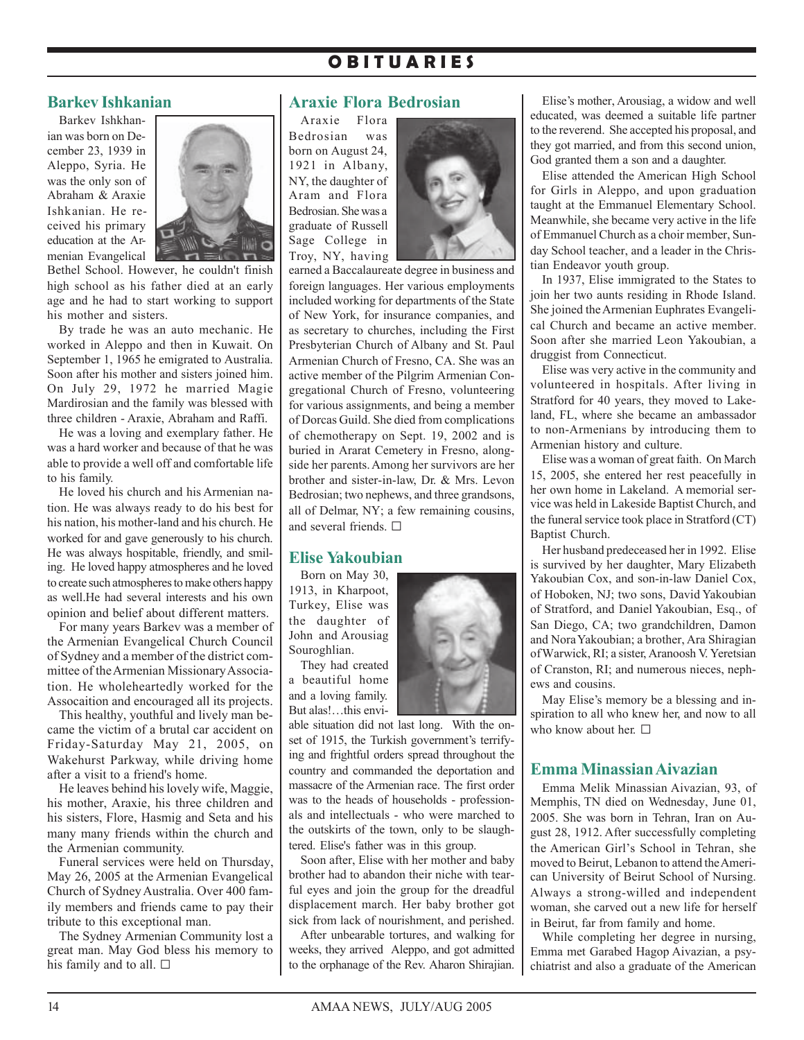# OBITUARIES

## Barkev Ishkanian

Barkev Ishkhanian was born on December 23, 1939 in Aleppo, Syria. He was the only son of Abraham & Araxie Ishkanian. He received his primary education at the Armenian Evangelical Bethel School. However, he couldn't finish high school as his father died at an early age and he had to start working to support his mother and sisters.

By trade he was an auto mechanic. He worked in Aleppo and then in Kuwait. On September 1, 1965 he emigrated to Australia. Soon after his mother and sisters joined him. On July 29, 1972 he married Magie Mardirosian and the family was blessed with three children - Araxie, Abraham and Raffi.

He was a loving and exemplary father. He was a hard worker and because of that he was able to provide a well off and comfortable life to his family.

He loved his church and his Armenian nation. He was always ready to do his best for his nation, his mother-land and his church. He worked for and gave generously to his church. He was always hospitable, friendly, and smiling. He loved happy atmospheres and he loved to create such atmospheres to make others happy as well.He had several interests and his own opinion and belief about different matters.

For many years Barkev was a member of the Armenian Evangelical Church Council of Sydney and a member of the district committee of the Armenian Missionary Association. He wholeheartedly worked for the Assocaition and encouraged all its projects.

This healthy, youthful and lively man became the victim of a brutal car accident on Friday-Saturday May 21, 2005, on Wakehurst Parkway, while driving home after a visit to a friend's home.

He leaves behind his lovely wife, Maggie, his mother, Araxie, his three children and his sisters, Flore, Hasmig and Seta and his many many friends within the church and the Armenian community.

Funeral services were held on Thursday, May 26, 2005 at the Armenian Evangelical Church of Sydney Australia. Over 400 family members and friends came to pay their tribute to this exceptional man.

The Sydney Armenian Community lost a great man. May God bless his memory to his family and to all. ☐

## Araxie Flora Bedrosian

Araxie Flora Bedrosian was born on August 24, 1921 in Albany, NY, the daughter of Aram and Flora Bedrosian. She was a graduate of Russell Sage College in Troy, NY, having earned a Baccalaureate degree in business and foreign languages. Her various employments included working for departments of the State of New York, for insurance companies, and as secretary to churches, including the First Presbyterian Church of Albany and St. Paul Armenian Church of Fresno, CA. She was an active member of the Pilgrim Armenian Congregational Church of Fresno, volunteering for various assignments, and being a member of Dorcas Guild. She died from complications of chemotherapy on Sept. 19, 2002 and is buried in Ararat Cemetery in Fresno, alongside her parents. Among her survivors are her brother and sister-in-law, Dr. & Mrs. Levon Bedrosian; two nephews, and three grandsons, all of Delmar, NY; a few remaining cousins, and several friends. ☐

## Elise Yakoubian

Born on May 30, 1913, in Kharpoot, Turkey, Elise was the daughter of John and Arousiag Souroghlian.

They had created a beautiful home and a loving family. But alas!…this enviable situation did not last long. With the onset of 1915, the Turkish government's terrifying and frightful orders spread throughout the country and commanded the deportation and massacre of the Armenian race. The first order was to the heads of households - professionals and intellectuals - who were marched to the outskirts of the town, only to be slaughtered. Elise's father was in this group.

Soon after, Elise with her mother and baby brother had to abandon their niche with tearful eyes and join the group for the dreadful displacement march. Her baby brother got sick from lack of nourishment, and perished.

After unbearable tortures, and walking for weeks, they arrived Aleppo, and got admitted to the orphanage of the Rev. Aharon Shirajian.

Elise's mother, Arousiag, a widow and well educated, was deemed a suitable life partner to the reverend. She accepted his proposal, and they got married, and from this second union, God granted them a son and a daughter.

Elise attended the American High School for Girls in Aleppo, and upon graduation taught at the Emmanuel Elementary School. Meanwhile, she became very active in the life of Emmanuel Church as a choir member, Sunday School teacher, and a leader in the Christian Endeavor youth group.

In 1937, Elise immigrated to the States to join her two aunts residing in Rhode Island. She joined the Armenian Euphrates Evangelical Church and became an active member. Soon after she married Leon Yakoubian, a druggist from Connecticut.

Elise was very active in the community and volunteered in hospitals. After living in Stratford for 40 years, they moved to Lakeland, FL, where she became an ambassador to non-Armenians by introducing them to Armenian history and culture.

Elise was a woman of great faith. On March 15, 2005, she entered her rest peacefully in her own home in Lakeland. A memorial service was held in Lakeside Baptist Church, and the funeral service took place in Stratford (CT) Baptist Church.

Her husband predeceased her in 1992. Elise is survived by her daughter, Mary Elizabeth Yakoubian Cox, and son-in-law Daniel Cox, of Hoboken, NJ; two sons, David Yakoubian of Stratford, and Daniel Yakoubian, Esq., of San Diego, CA; two grandchildren, Damon and Nora Yakoubian; a brother, Ara Shiragian of Warwick, RI; a sister, Aranoosh V. Yeretsian of Cranston, RI; and numerous nieces, nephews and cousins.

May Elise's memory be a blessing and inspiration to all who knew her, and now to all who know about her. ☐

## Emma Minassian Aivazian

Emma Melik Minassian Aivazian, 93, of Memphis, TN died on Wednesday, June 01, 2005. She was born in Tehran, Iran on August 28, 1912. After successfully completing the American Girl's School in Tehran, she moved to Beirut, Lebanon to attend the American University of Beirut School of Nursing. Always a strong-willed and independent woman, she carved out a new life for herself in Beirut, far from family and home.

While completing her degree in nursing, Emma met Garabed Hagop Aivazian, a psychiatrist and also a graduate of the American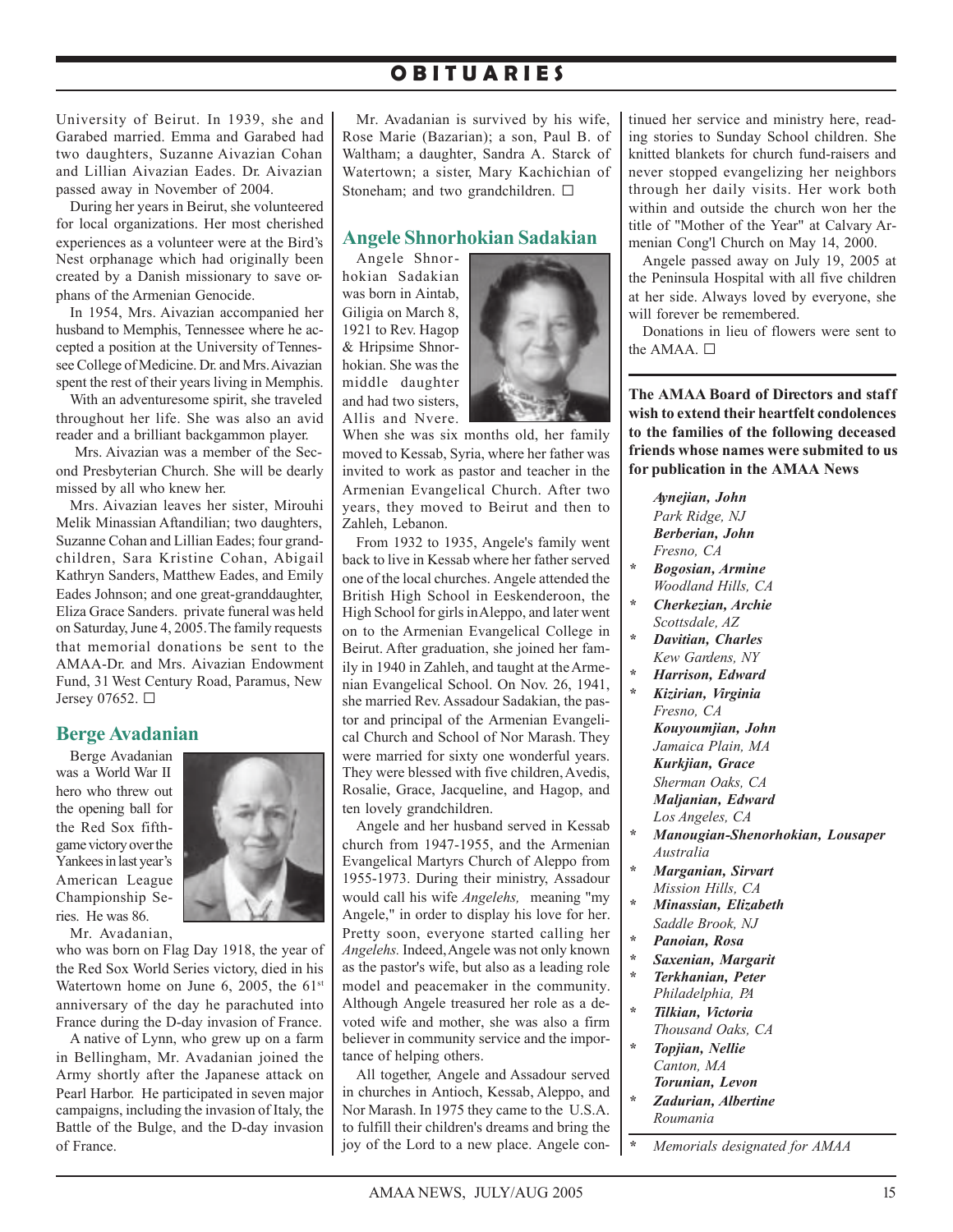# OBITUARIES

University of Beirut. In 1939, she and Garabed married. Emma and Garabed had two daughters, Suzanne Aivazian Cohan and Lillian Aivazian Eades. Dr. Aivazian passed away in November of 2004.

During her years in Beirut, she volunteered for local organizations. Her most cherished experiences as a volunteer were at the Bird's Nest orphanage which had originally been created by a Danish missionary to save orphans of the Armenian Genocide.

In 1954, Mrs. Aivazian accompanied her husband to Memphis, Tennessee where he accepted a position at the University of Tennessee College of Medicine. Dr. and Mrs. Aivazian spent the rest of their years living in Memphis.

With an adventuresome spirit, she traveled throughout her life. She was also an avid reader and a brilliant backgammon player.

Mrs. Aivazian was a member of the Second Presbyterian Church. She will be dearly missed by all who knew her.

Mrs. Aivazian leaves her sister, Mirouhi Melik Minassian Aftandilian; two daughters, Suzanne Cohan and Lillian Eades; four grandchildren, Sara Kristine Cohan, Abigail Kathryn Sanders, Matthew Eades, and Emily Eades Johnson; and one great-granddaughter, Eliza Grace Sanders. private funeral was held on Saturday, June 4, 2005. The family requests that memorial donations be sent to the AMAA-Dr. and Mrs. Aivazian Endowment Fund, 31 West Century Road, Paramus, New Jersey 07652. □

## Berge Avadanian

Berge Avadanian was a World War II hero who threw out the opening ball for the Red Sox fifth-game victory over the Yankees in last year's American League Championship Series. He was 86.

Mr. Avadanian, who was born on Flag Day 1918, the year of the Red Sox World Series victory, died in his Watertown home on June 6, 2005, the 61st anniversary of the day he parachuted into France during the D-day invasion of France.

A native of Lynn, who grew up on a farm in Bellingham, Mr. Avadanian joined the Army shortly after the Japanese attack on Pearl Harbor. He participated in seven major campaigns, including the invasion of Italy, the Battle of the Bulge, and the D-day invasion of France.

Mr. Avadanian is survived by his wife, Rose Marie (Bazarian); a son, Paul B. of Waltham; a daughter, Sandra A. Starck of Watertown; a sister, Mary Kachichian of Stoneham; and two grandchildren. □

## Angele Shnorhokian Sadakian

Angele Shnorhokian Sadakian was born in Aintab, Giligia on March 8, 1921 to Rev. Hagop & Hripsime Shnorhokian. She was the middle daughter and had two sisters, Allis and Nvere. When she was six months old, her family moved to Kessab, Syria, where her father was invited to work as pastor and teacher in the Armenian Evangelical Church. After two years, they moved to Beirut and then to Zahleh, Lebanon.

From 1932 to 1935, Angele's family went back to live in Kessab where her father served one of the local churches. Angele attended the British High School in Eeskenderoon, the High School for girls in Aleppo, and later went on to the Armenian Evangelical College in Beirut. After graduation, she joined her family in 1940 in Zahleh, and taught at the Armenian Evangelical School. On Nov. 26, 1941, she married Rev. Assadour Sadakian, the pastor and principal of the Armenian Evangelical Church and School of Nor Marash. They were married for sixty one wonderful years. They were blessed with five children, Avedis, Rosalie, Grace, Jacqueline, and Hagop, and ten lovely grandchildren.

Angele and her husband served in Kessab church from 1947-1955, and the Armenian Evangelical Martyrs Church of Aleppo from 1955-1973. During their ministry, Assadour would call his wife *Angelehs,* meaning "my Angele," in order to display his love for her. Pretty soon, everyone started calling her *Angelehs.* Indeed, Angele was not only known as the pastor's wife, but also as a leading role model and peacemaker in the community. Although Angele treasured her role as a devoted wife and mother, she was also a firm believer in community service and the importance of helping others.

All together, Angele and Assadour served in churches in Antioch, Kessab, Aleppo, and Nor Marash. In 1975 they came to the U.S.A. to fulfill their children's dreams and bring the joy of the Lord to a new place. Angele continued her service and ministry here, reading stories to Sunday School children. She knitted blankets for church fund-raisers and never stopped evangelizing her neighbors through her daily visits. Her work both within and outside the church won her the title of "Mother of the Year" at Calvary Armenian Cong'l Church on May 14, 2000.

Angele passed away on July 19, 2005 at the Peninsula Hospital with all five children at her side. Always loved by everyone, she will forever be remembered.

Donations in lieu of flowers were sent to the AMAA. □

**The AMAA Board of Directors and staff wish to extend their heartfelt condolences to the families of the following deceased friends whose names were submited to us for publication in the AMAA News**

***Aynejian, John***
*Park Ridge, NJ*
***Berberian, John***
*Fresno, CA*
\* ***Bogosian, Armine***
*Woodland Hills, CA*
\* ***Cherkezian, Archie***
*Scottsdale, AZ*
\* ***Davitian, Charles***
*Kew Gardens, NY*
\* ***Harrison, Edward***
\* ***Kizirian, Virginia***
*Fresno, CA*
***Kouyoumjian, John***
*Jamaica Plain, MA*
***Kurkjian, Grace***
*Sherman Oaks, CA*
***Maljanian, Edward***
*Los Angeles, CA*
\* ***Manougian-Shenorhokian, Lousaper***
*Australia*
\* ***Marganian, Sirvart***
*Mission Hills, CA*
\* ***Minassian, Elizabeth***
*Saddle Brook, NJ*
\* ***Panoian, Rosa***
\* ***Saxenian, Margarit***
\* ***Terkhanian, Peter***
*Philadelphia, PA*
\* ***Tilkian, Victoria***
*Thousand Oaks, CA*
\* ***Topjian, Nellie***
*Canton, MA*
***Torunian, Levon***
\* ***Zadurian, Albertine***
*Roumania*

\* *Memorials designated for AMAA*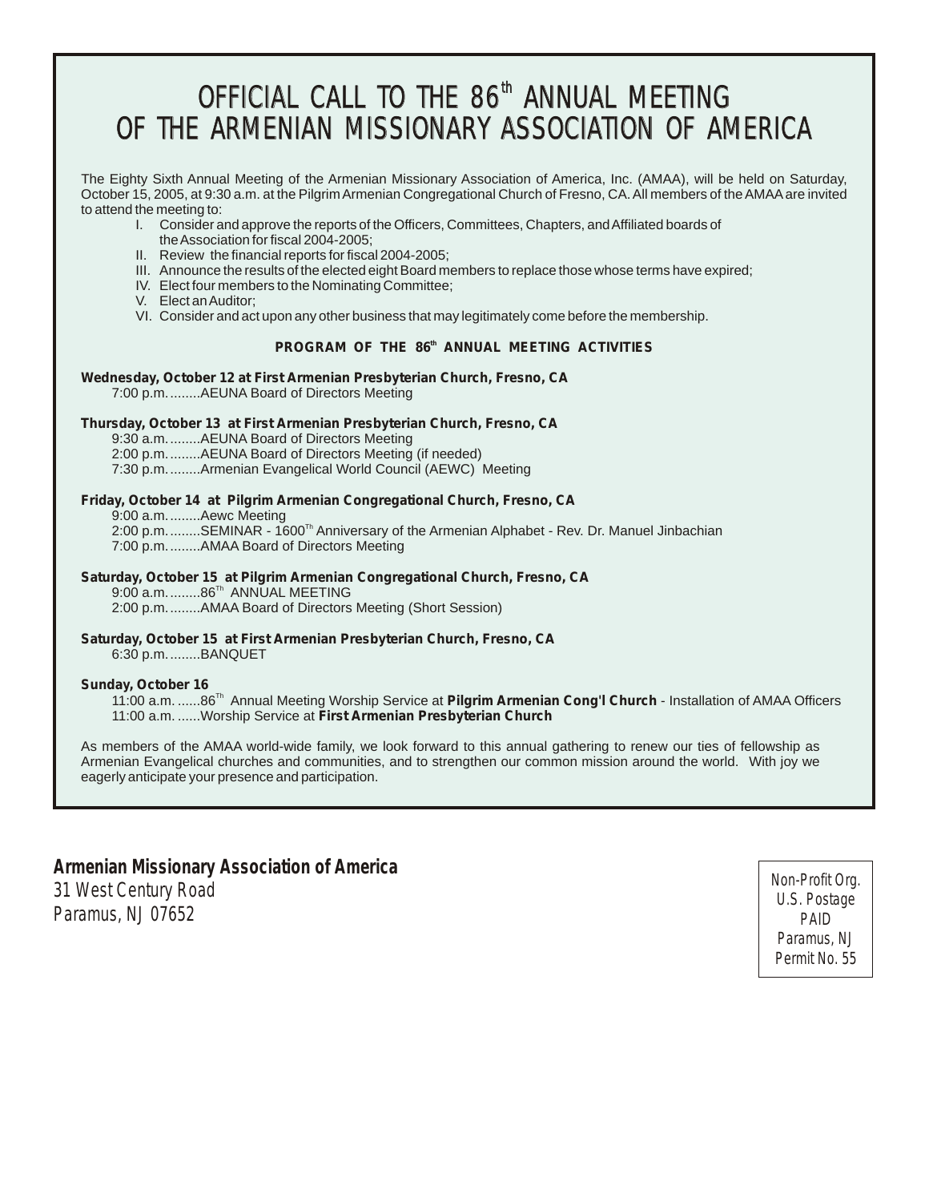# OFFICIAL CALL TO THE 86th ANNUAL MEETING OF THE ARMENIAN MISSIONARY ASSOCIATION OF AMERICA

The Eighty Sixth Annual Meeting of the Armenian Missionary Association of America, Inc. (AMAA), will be held on Saturday, October 15, 2005, at 9:30 a.m. at the Pilgrim Armenian Congregational Church of Fresno, CA. All members of the AMAA are invited to attend the meeting to:

I. Consider and approve the reports of the Officers, Committees, Chapters, and Affiliated boards of the Association for fiscal 2004-2005;
II. Review the financial reports for fiscal 2004-2005;
III. Announce the results of the elected eight Board members to replace those whose terms have expired;
IV. Elect four members to the Nominating Committee;
V. Elect an Auditor;
VI. Consider and act upon any other business that may legitimately come before the membership.

## PROGRAM OF THE 86th ANNUAL MEETING ACTIVITIES

**Wednesday, October 12 at First Armenian Presbyterian Church, Fresno, CA**

7:00 p.m.........AEUNA Board of Directors Meeting

**Thursday, October 13 at First Armenian Presbyterian Church, Fresno, CA**

9:30 a.m.........AEUNA Board of Directors Meeting
2:00 p.m.........AEUNA Board of Directors Meeting (if needed)
7:30 p.m.........Armenian Evangelical World Council (AEWC) Meeting

**Friday, October 14 at Pilgrim Armenian Congregational Church, Fresno, CA**

9:00 a.m.........Aewc Meeting
2:00 p.m.........SEMINAR - 1600Th Anniversary of the Armenian Alphabet - Rev. Dr. Manuel Jinbachian
7:00 p.m.........AMAA Board of Directors Meeting

**Saturday, October 15 at Pilgrim Armenian Congregational Church, Fresno, CA**

9:00 a.m.........86Th ANNUAL MEETING
2:00 p.m.........AMAA Board of Directors Meeting (Short Session)

**Saturday, October 15 at First Armenian Presbyterian Church, Fresno, CA**

6:30 p.m.........BANQUET

**Sunday, October 16**

11:00 a.m. ......86Th Annual Meeting Worship Service at **Pilgrim Armenian Cong'l Church** - Installation of AMAA Officers
11:00 a.m. ......Worship Service at **First Armenian Presbyterian Church**

As members of the AMAA world-wide family, we look forward to this annual gathering to renew our ties of fellowship as Armenian Evangelical churches and communities, and to strengthen our common mission around the world. With joy we eagerly anticipate your presence and participation.

**Armenian Missionary Association of America**
31 West Century Road
Paramus, NJ 07652

Non-Profit Org.
U.S. Postage
PAID
Paramus, NJ
Permit No. 55